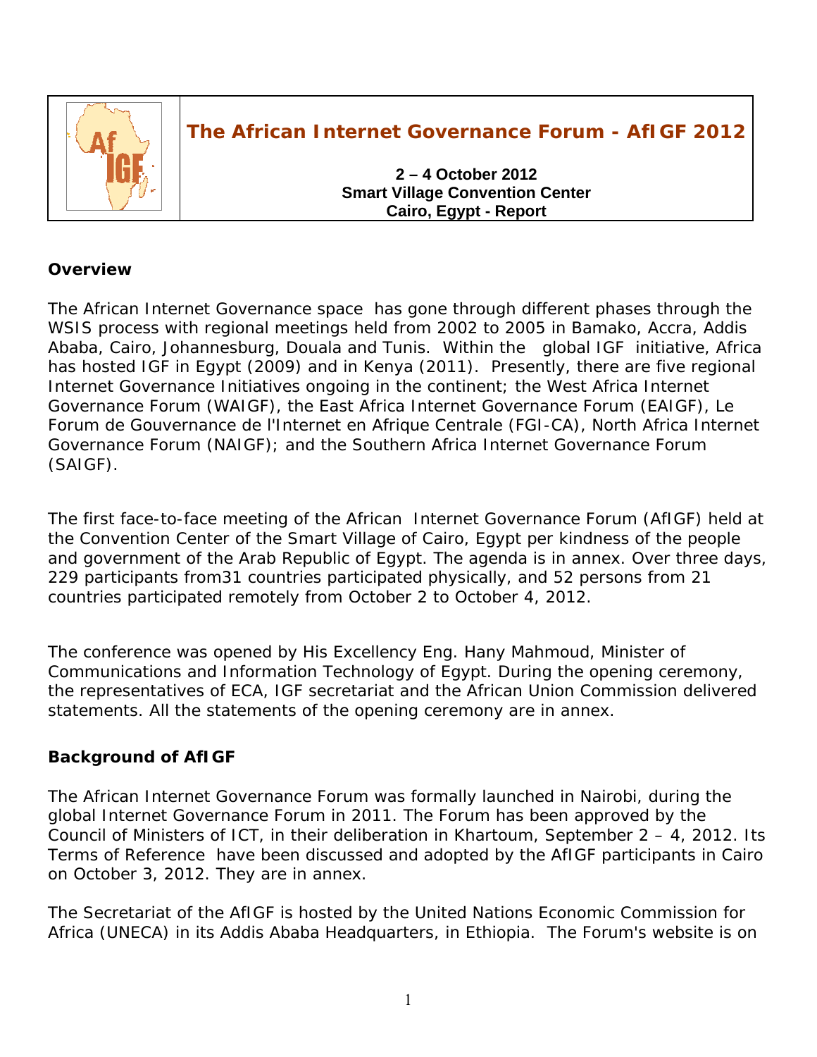# The African Internet Governance Forum - AfIGF 2012

**2 – 4 October 2012**
**Smart Village Convention Center**
**Cairo, Egypt - Report**

## Overview

The African Internet Governance space has gone through different phases through the WSIS process with regional meetings held from 2002 to 2005 in Bamako, Accra, Addis Ababa, Cairo, Johannesburg, Douala and Tunis. Within the global IGF initiative, Africa has hosted IGF in Egypt (2009) and in Kenya (2011). Presently, there are five regional Internet Governance Initiatives ongoing in the continent; the West Africa Internet Governance Forum (WAIGF), the East Africa Internet Governance Forum (EAIGF), Le Forum de Gouvernance de l'Internet en Afrique Centrale (FGI-CA), North Africa Internet Governance Forum (NAIGF); and the Southern Africa Internet Governance Forum (SAIGF).

The first face-to-face meeting of the African Internet Governance Forum (AfIGF) held at the Convention Center of the Smart Village of Cairo, Egypt per kindness of the people and government of the Arab Republic of Egypt. The agenda is in annex. Over three days, 229 participants from31 countries participated physically, and 52 persons from 21 countries participated remotely from October 2 to October 4, 2012.

The conference was opened by His Excellency Eng. Hany Mahmoud, Minister of Communications and Information Technology of Egypt. During the opening ceremony, the representatives of ECA, IGF secretariat and the African Union Commission delivered statements. All the statements of the opening ceremony are in annex.

## Background of AfIGF

The African Internet Governance Forum was formally launched in Nairobi, during the global Internet Governance Forum in 2011. The Forum has been approved by the Council of Ministers of ICT, in their deliberation in Khartoum, September 2 – 4, 2012. Its Terms of Reference have been discussed and adopted by the AfIGF participants in Cairo on October 3, 2012. They are in annex.

The Secretariat of the AfIGF is hosted by the United Nations Economic Commission for Africa (UNECA) in its Addis Ababa Headquarters, in Ethiopia. The Forum's website is on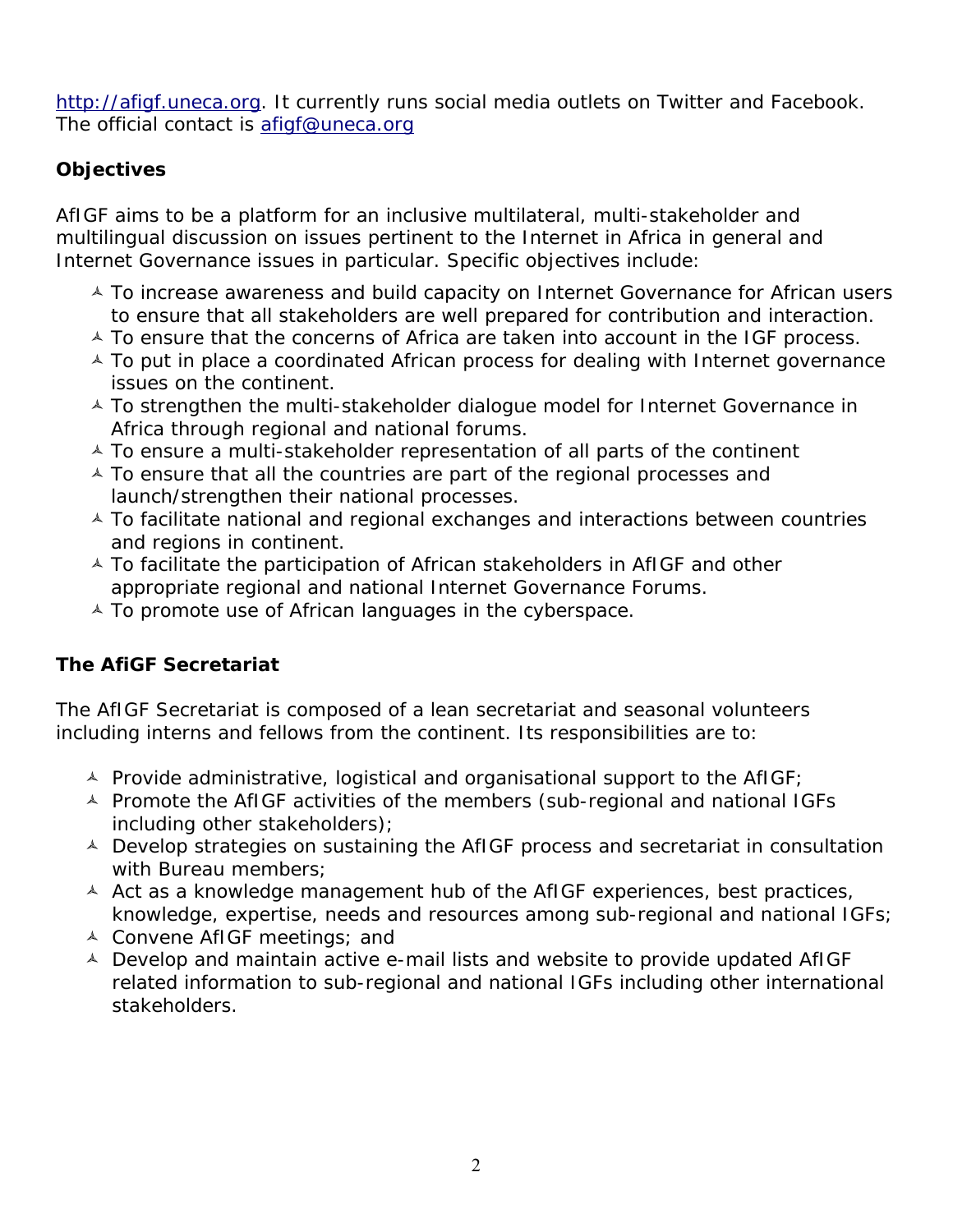http://afigf.uneca.org. It currently runs social media outlets on Twitter and Facebook. The official contact is afigf@uneca.org

**Objectives**

AfIGF aims to be a platform for an inclusive multilateral, multi-stakeholder and multilingual discussion on issues pertinent to the Internet in Africa in general and Internet Governance issues in particular. Specific objectives include:

- To increase awareness and build capacity on Internet Governance for African users to ensure that all stakeholders are well prepared for contribution and interaction.
- To ensure that the concerns of Africa are taken into account in the IGF process.
- To put in place a coordinated African process for dealing with Internet governance issues on the continent.
- To strengthen the multi-stakeholder dialogue model for Internet Governance in Africa through regional and national forums.
- To ensure a multi-stakeholder representation of all parts of the continent
- To ensure that all the countries are part of the regional processes and launch/strengthen their national processes.
- To facilitate national and regional exchanges and interactions between countries and regions in continent.
- To facilitate the participation of African stakeholders in AfIGF and other appropriate regional and national Internet Governance Forums.
- To promote use of African languages in the cyberspace.

**The AfiGF Secretariat**

The AfIGF Secretariat is composed of a lean secretariat and seasonal volunteers including interns and fellows from the continent. Its responsibilities are to:

- Provide administrative, logistical and organisational support to the AfIGF;
- Promote the AfIGF activities of the members (sub-regional and national IGFs including other stakeholders);
- Develop strategies on sustaining the AfIGF process and secretariat in consultation with Bureau members;
- Act as a knowledge management hub of the AfIGF experiences, best practices, knowledge, expertise, needs and resources among sub-regional and national IGFs;
- Convene AfIGF meetings; and
- Develop and maintain active e-mail lists and website to provide updated AfIGF related information to sub-regional and national IGFs including other international stakeholders.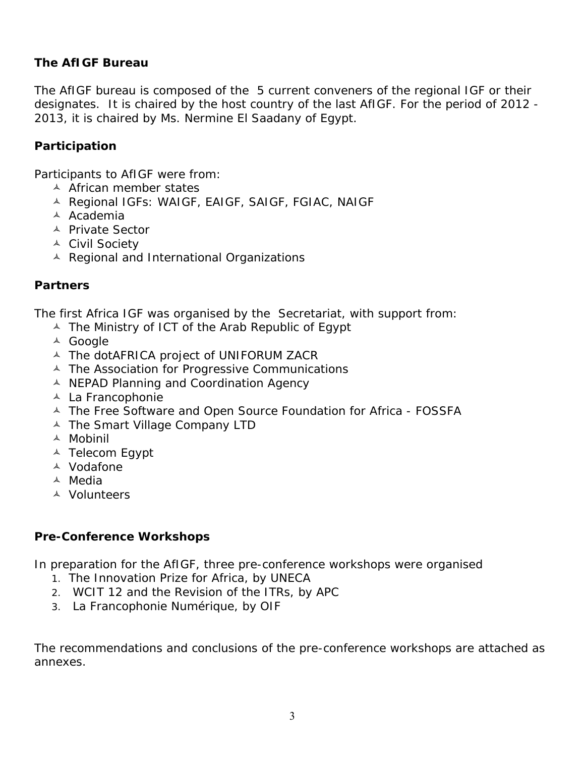**The AfIGF Bureau**

The AfIGF bureau is composed of the 5 current conveners of the regional IGF or their designates. It is chaired by the host country of the last AfIGF. For the period of 2012 - 2013, it is chaired by Ms. Nermine El Saadany of Egypt.

**Participation**

Participants to AfIGF were from:

- African member states
- Regional IGFs: WAIGF, EAIGF, SAIGF, FGIAC, NAIGF
- Academia
- Private Sector
- Civil Society
- Regional and International Organizations

**Partners**

The first Africa IGF was organised by the Secretariat, with support from:

- The Ministry of ICT of the Arab Republic of Egypt
- Google
- The dotAFRICA project of UNIFORUM ZACR
- The Association for Progressive Communications
- NEPAD Planning and Coordination Agency
- La Francophonie
- The Free Software and Open Source Foundation for Africa - FOSSFA
- The Smart Village Company LTD
- Mobinil
- Telecom Egypt
- Vodafone
- Media
- Volunteers

**Pre-Conference Workshops**

In preparation for the AfIGF, three pre-conference workshops were organised

1. The Innovation Prize for Africa, by UNECA
2. WCIT 12 and the Revision of the ITRs, by APC
3. La Francophonie Numérique, by OIF

The recommendations and conclusions of the pre-conference workshops are attached as annexes.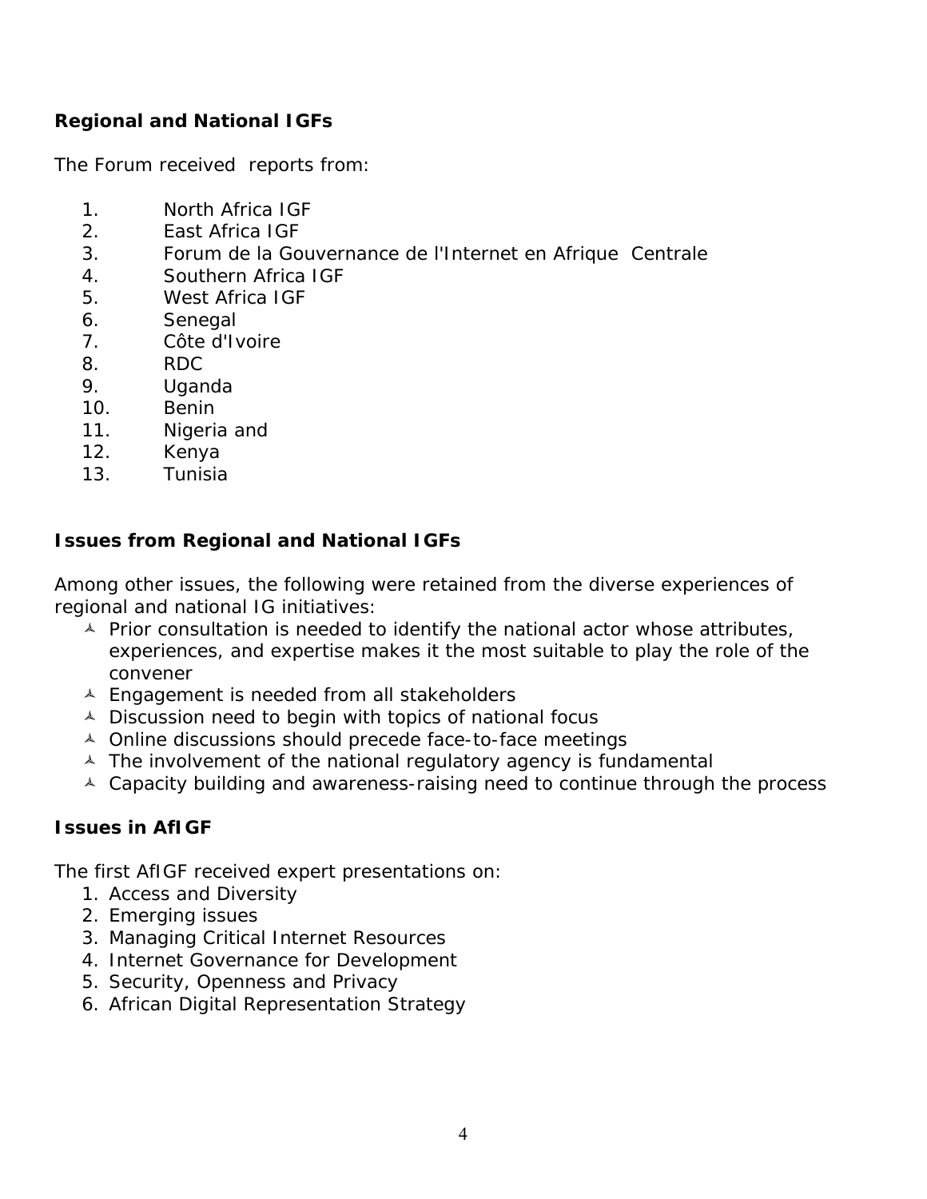**Regional and National IGFs**

The Forum received reports from:

1. North Africa IGF
2. East Africa IGF
3. Forum de la Gouvernance de l'Internet en Afrique Centrale
4. Southern Africa IGF
5. West Africa IGF
6. Senegal
7. Côte d'Ivoire
8. RDC
9. Uganda
10. Benin
11. Nigeria and
12. Kenya
13. Tunisia

**Issues from Regional and National IGFs**

Among other issues, the following were retained from the diverse experiences of regional and national IG initiatives:

- Prior consultation is needed to identify the national actor whose attributes, experiences, and expertise makes it the most suitable to play the role of the convener
- Engagement is needed from all stakeholders
- Discussion need to begin with topics of national focus
- Online discussions should precede face-to-face meetings
- The involvement of the national regulatory agency is fundamental
- Capacity building and awareness-raising need to continue through the process

**Issues in AfIGF**

The first AfIGF received expert presentations on:

1. Access and Diversity
2. Emerging issues
3. Managing Critical Internet Resources
4. Internet Governance for Development
5. Security, Openness and Privacy
6. African Digital Representation Strategy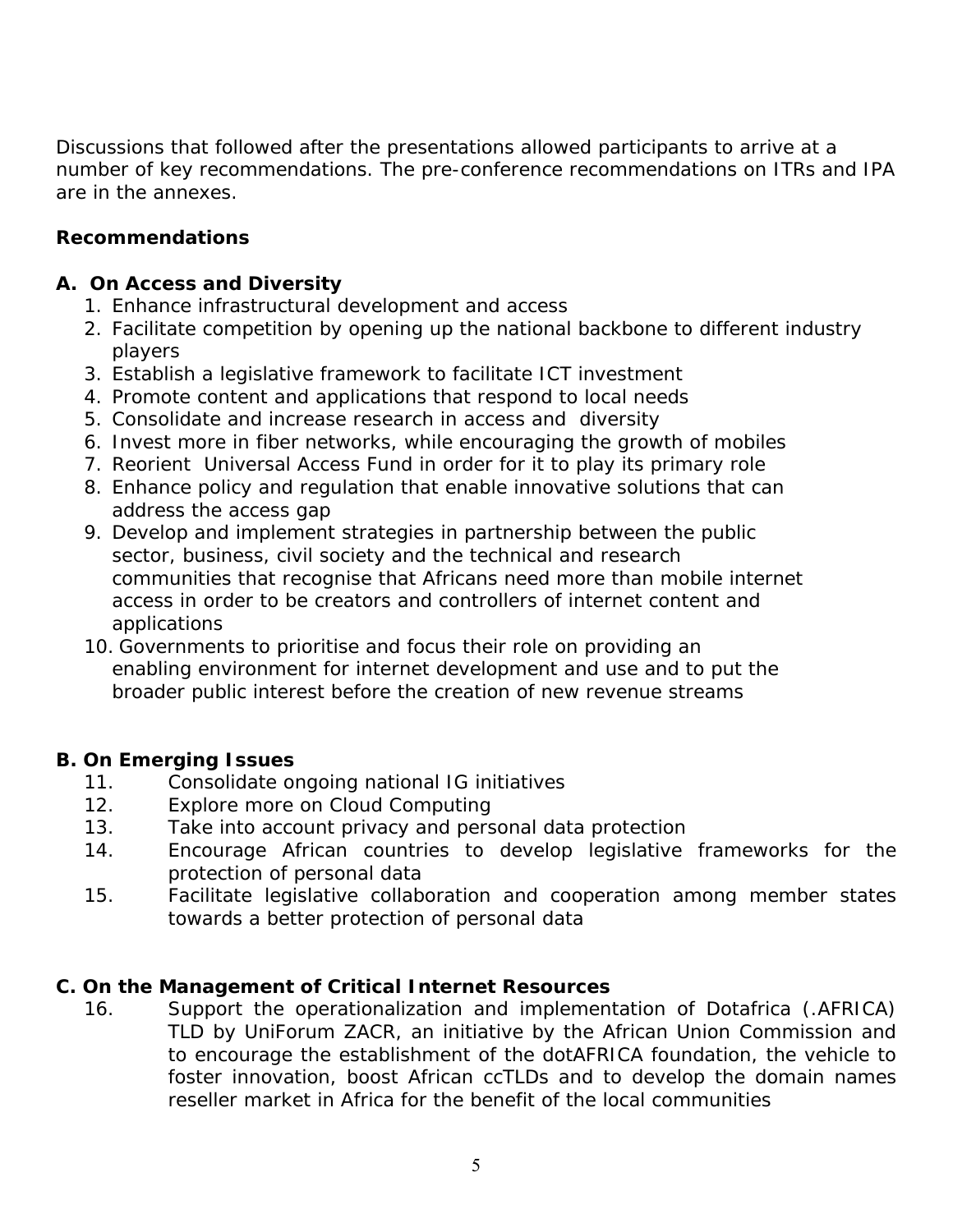Discussions that followed after the presentations allowed participants to arrive at a number of key recommendations. The pre-conference recommendations on ITRs and IPA are in the annexes.

**Recommendations**

**A. On Access and Diversity**

1. Enhance infrastructural development and access
2. Facilitate competition by opening up the national backbone to different industry players
3. Establish a legislative framework to facilitate ICT investment
4. Promote content and applications that respond to local needs
5. Consolidate and increase research in access and diversity
6. Invest more in fiber networks, while encouraging the growth of mobiles
7. Reorient Universal Access Fund in order for it to play its primary role
8. Enhance policy and regulation that enable innovative solutions that can address the access gap
9. Develop and implement strategies in partnership between the public sector, business, civil society and the technical and research communities that recognise that Africans need more than mobile internet access in order to be creators and controllers of internet content and applications
10. Governments to prioritise and focus their role on providing an enabling environment for internet development and use and to put the broader public interest before the creation of new revenue streams

**B. On Emerging Issues**

11. Consolidate ongoing national IG initiatives
12. Explore more on Cloud Computing
13. Take into account privacy and personal data protection
14. Encourage African countries to develop legislative frameworks for the protection of personal data
15. Facilitate legislative collaboration and cooperation among member states towards a better protection of personal data

**C. On the Management of Critical Internet Resources**

16. Support the operationalization and implementation of Dotafrica (.AFRICA) TLD by UniForum ZACR, an initiative by the African Union Commission and to encourage the establishment of the dotAFRICA foundation, the vehicle to foster innovation, boost African ccTLDs and to develop the domain names reseller market in Africa for the benefit of the local communities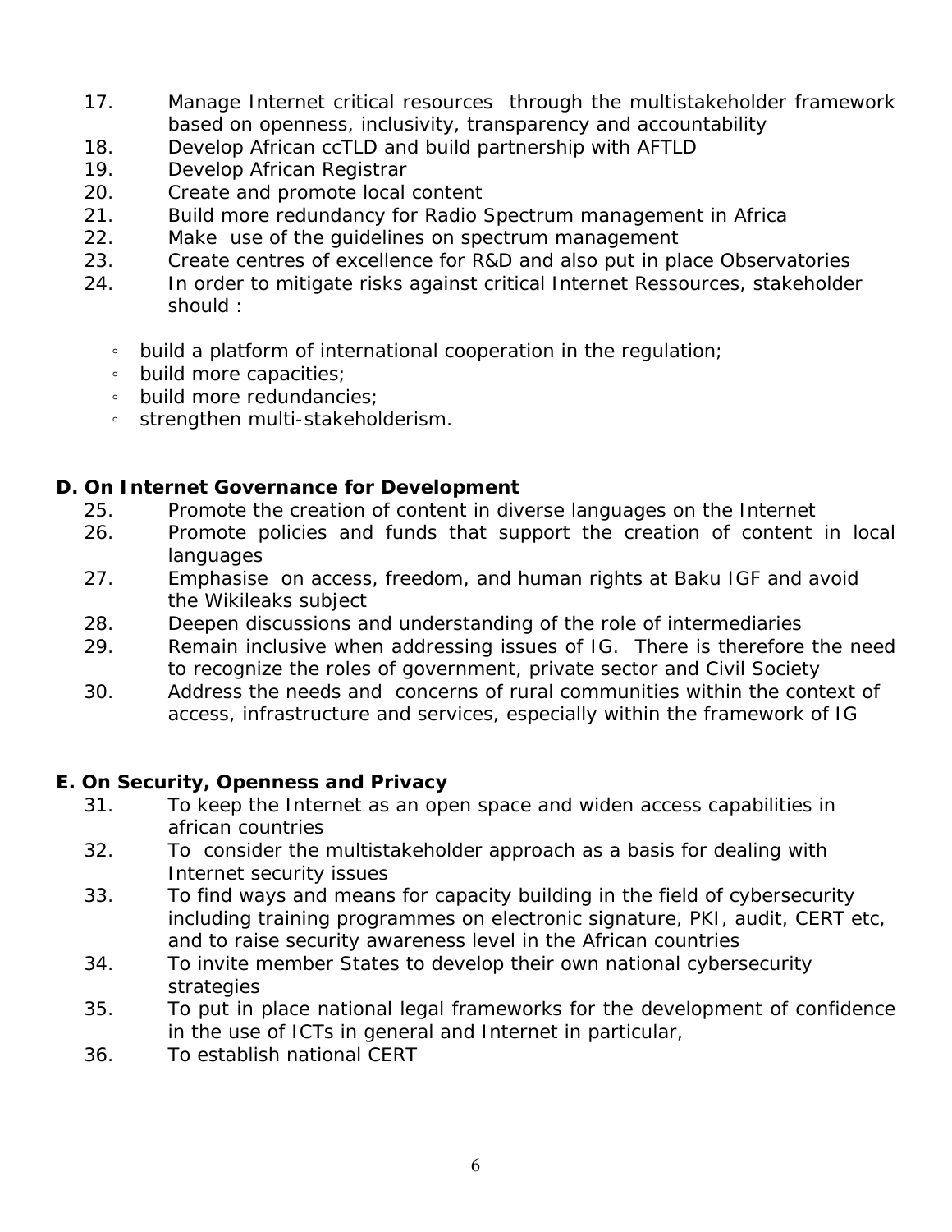17. Manage Internet critical resources through the multistakeholder framework based on openness, inclusivity, transparency and accountability
18. Develop African ccTLD and build partnership with AFTLD
19. Develop African Registrar
20. Create and promote local content
21. Build more redundancy for Radio Spectrum management in Africa
22. Make use of the guidelines on spectrum management
23. Create centres of excellence for R&D and also put in place Observatories
24. In order to mitigate risks against critical Internet Ressources, stakeholder should :

    - build a platform of international cooperation in the regulation;
    - build more capacities;
    - build more redundancies;
    - strengthen multi-stakeholderism.

**D. On Internet Governance for Development**

25. Promote the creation of content in diverse languages on the Internet
26. Promote policies and funds that support the creation of content in local languages
27. Emphasise on access, freedom, and human rights at Baku IGF and avoid the Wikileaks subject
28. Deepen discussions and understanding of the role of intermediaries
29. Remain inclusive when addressing issues of IG. There is therefore the need to recognize the roles of government, private sector and Civil Society
30. Address the needs and concerns of rural communities within the context of access, infrastructure and services, especially within the framework of IG

**E. On Security, Openness and Privacy**

31. To keep the Internet as an open space and widen access capabilities in african countries
32. To consider the multistakeholder approach as a basis for dealing with Internet security issues
33. To find ways and means for capacity building in the field of cybersecurity including training programmes on electronic signature, PKI, audit, CERT etc, and to raise security awareness level in the African countries
34. To invite member States to develop their own national cybersecurity strategies
35. To put in place national legal frameworks for the development of confidence in the use of ICTs in general and Internet in particular,
36. To establish national CERT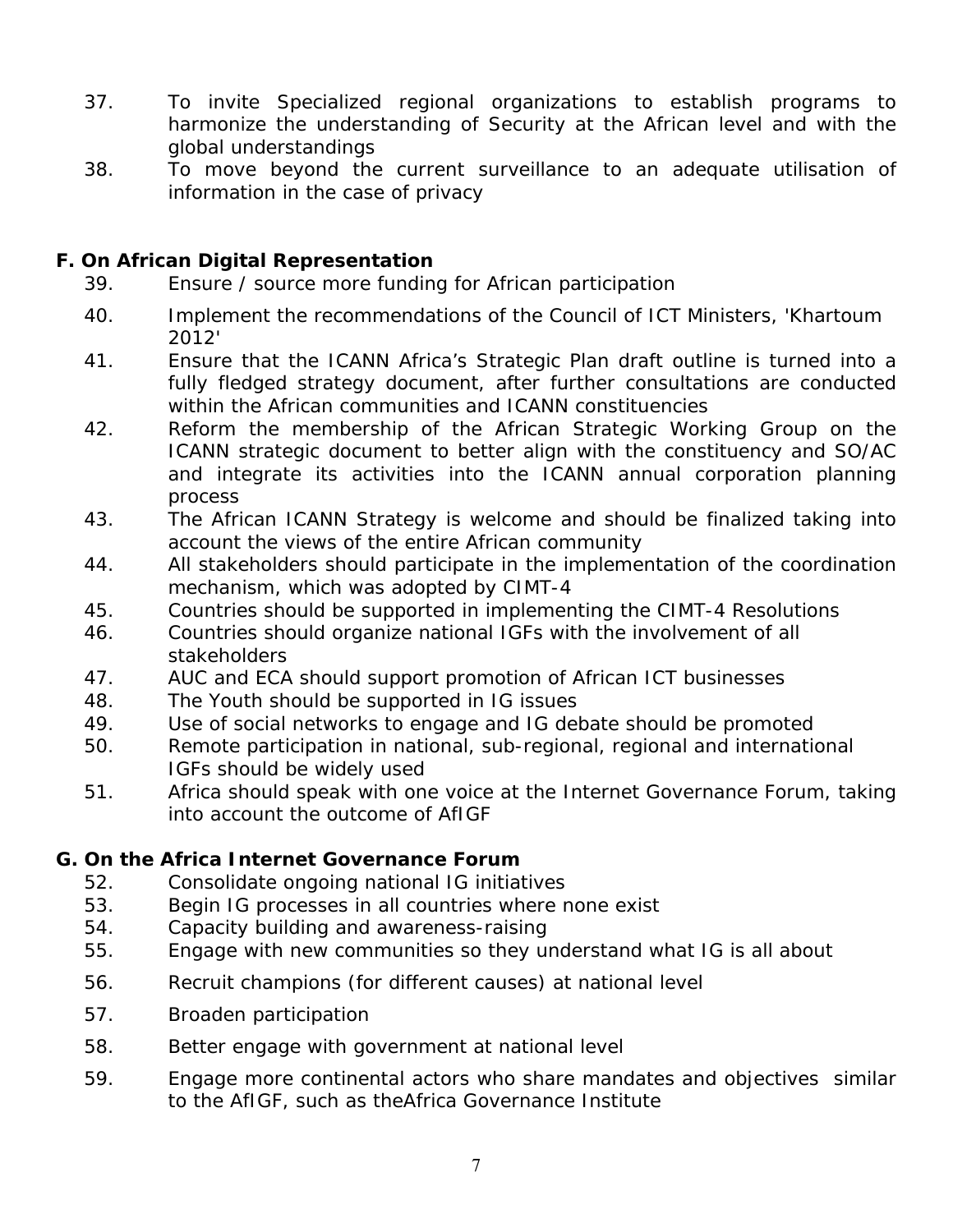37. To invite Specialized regional organizations to establish programs to harmonize the understanding of Security at the African level and with the global understandings
38. To move beyond the current surveillance to an adequate utilisation of information in the case of privacy

## F. On African Digital Representation

39. Ensure / source more funding for African participation
40. Implement the recommendations of the Council of ICT Ministers, 'Khartoum 2012'
41. Ensure that the ICANN Africa's Strategic Plan draft outline is turned into a fully fledged strategy document, after further consultations are conducted within the African communities and ICANN constituencies
42. Reform the membership of the African Strategic Working Group on the ICANN strategic document to better align with the constituency and SO/AC and integrate its activities into the ICANN annual corporation planning process
43. The African ICANN Strategy is welcome and should be finalized taking into account the views of the entire African community
44. All stakeholders should participate in the implementation of the coordination mechanism, which was adopted by CIMT-4
45. Countries should be supported in implementing the CIMT-4 Resolutions
46. Countries should organize national IGFs with the involvement of all stakeholders
47. AUC and ECA should support promotion of African ICT businesses
48. The Youth should be supported in IG issues
49. Use of social networks to engage and IG debate should be promoted
50. Remote participation in national, sub-regional, regional and international IGFs should be widely used
51. Africa should speak with one voice at the Internet Governance Forum, taking into account the outcome of AfIGF

## G. On the Africa Internet Governance Forum

52. Consolidate ongoing national IG initiatives
53. Begin IG processes in all countries where none exist
54. Capacity building and awareness-raising
55. Engage with new communities so they understand what IG is all about
56. Recruit champions (for different causes) at national level
57. Broaden participation
58. Better engage with government at national level
59. Engage more continental actors who share mandates and objectives similar to the AfIGF, such as theAfrica Governance Institute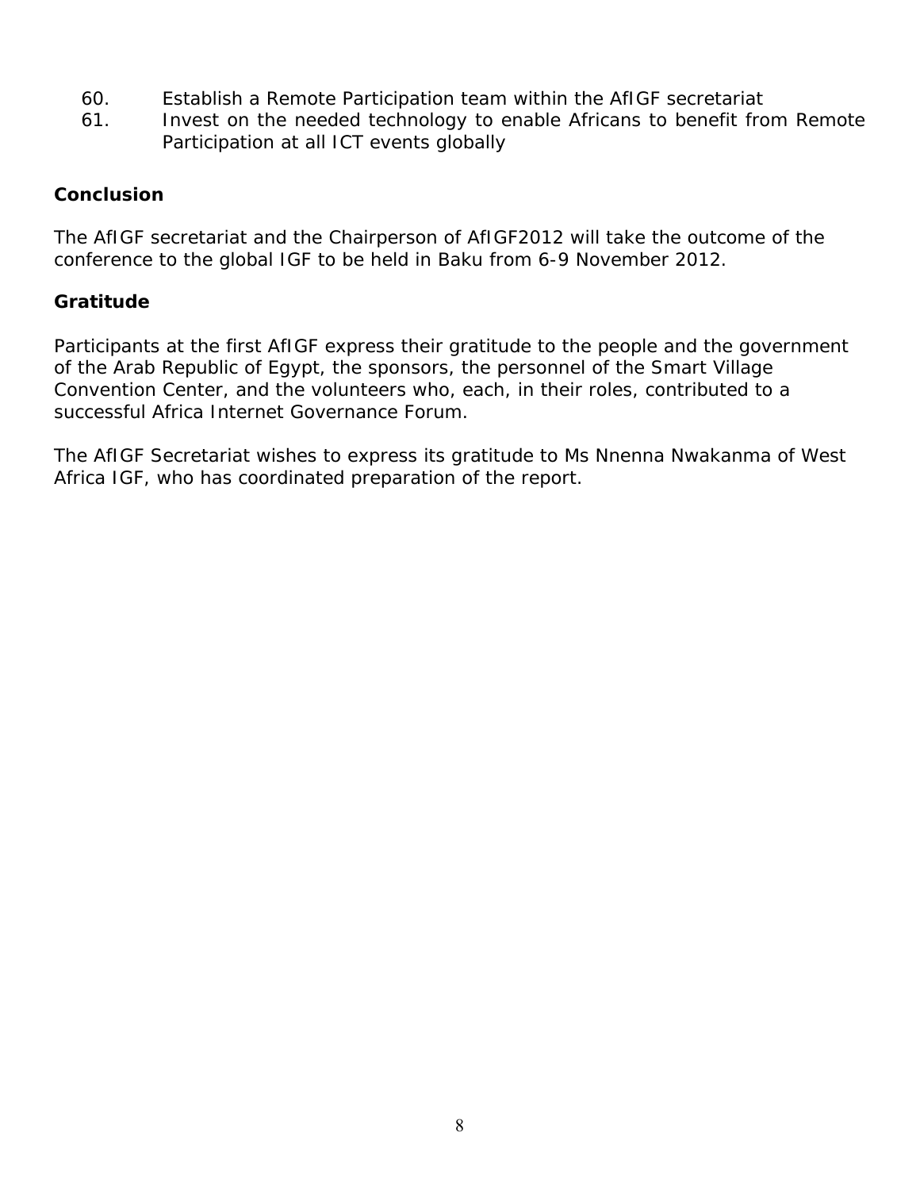60. Establish a Remote Participation team within the AfIGF secretariat
61. Invest on the needed technology to enable Africans to benefit from Remote Participation at all ICT events globally

**Conclusion**

The AfIGF secretariat and the Chairperson of AfIGF2012 will take the outcome of the conference to the global IGF to be held in Baku from 6-9 November 2012.

**Gratitude**

Participants at the first AfIGF express their gratitude to the people and the government of the Arab Republic of Egypt, the sponsors, the personnel of the Smart Village Convention Center, and the volunteers who, each, in their roles, contributed to a successful Africa Internet Governance Forum.

The AfIGF Secretariat wishes to express its gratitude to Ms Nnenna Nwakanma of West Africa IGF, who has coordinated preparation of the report.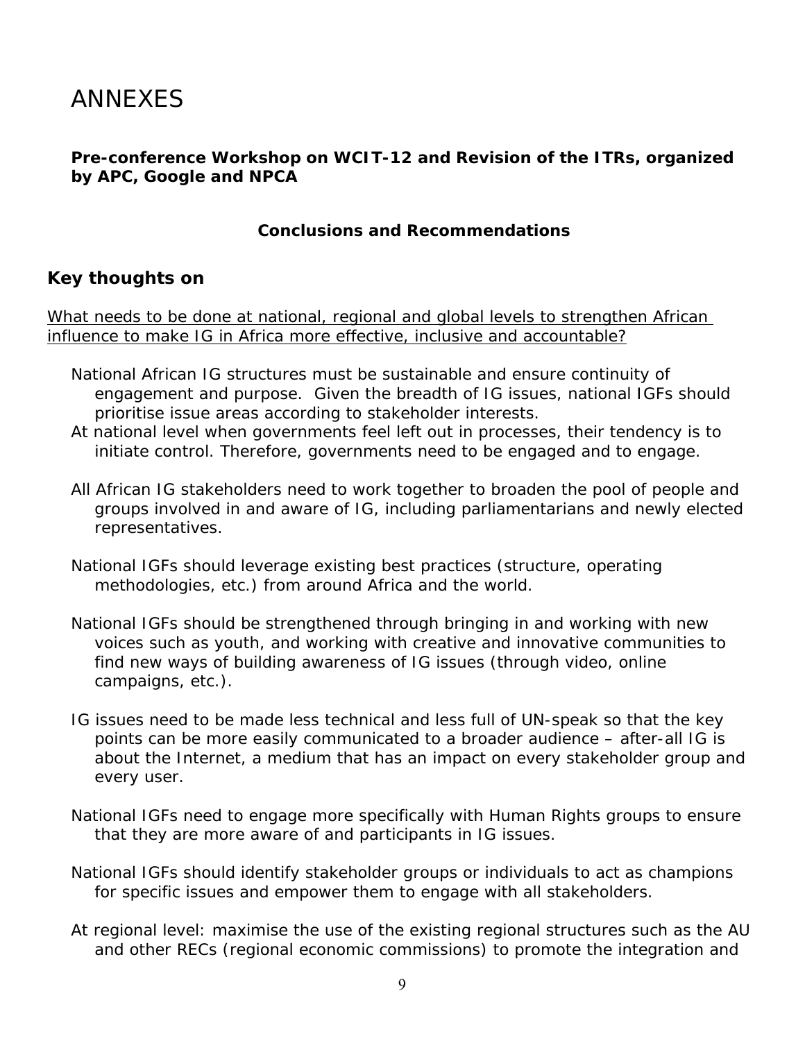# ANNEXES

**Pre-conference Workshop on WCIT-12 and Revision of the ITRs, organized by APC, Google and NPCA**

**Conclusions and Recommendations**

## Key thoughts on

<u>What needs to be done at national, regional and global levels to strengthen African influence to make IG in Africa more effective, inclusive and accountable?</u>

- National African IG structures must be sustainable and ensure continuity of engagement and purpose. Given the breadth of IG issues, national IGFs should prioritise issue areas according to stakeholder interests.
- At national level when governments feel left out in processes, their tendency is to initiate control. Therefore, governments need to be engaged and to engage.
- All African IG stakeholders need to work together to broaden the pool of people and groups involved in and aware of IG, including parliamentarians and newly elected representatives.
- National IGFs should leverage existing best practices (structure, operating methodologies, etc.) from around Africa and the world.
- National IGFs should be strengthened through bringing in and working with new voices such as youth, and working with creative and innovative communities to find new ways of building awareness of IG issues (through video, online campaigns, etc.).
- IG issues need to be made less technical and less full of UN-speak so that the key points can be more easily communicated to a broader audience – after-all IG is about the Internet, a medium that has an impact on every stakeholder group and every user.
- National IGFs need to engage more specifically with Human Rights groups to ensure that they are more aware of and participants in IG issues.
- National IGFs should identify stakeholder groups or individuals to act as champions for specific issues and empower them to engage with all stakeholders.
- At regional level: maximise the use of the existing regional structures such as the AU and other RECs (regional economic commissions) to promote the integration and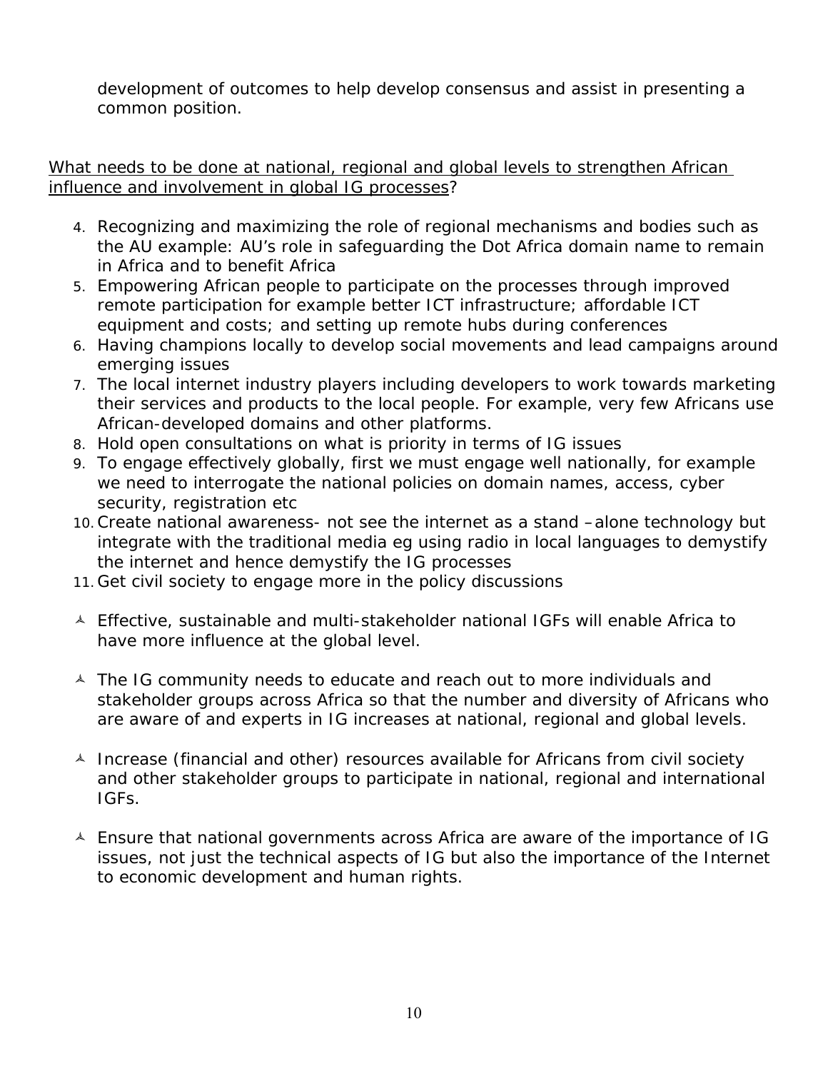development of outcomes to help develop consensus and assist in presenting a common position.

<u>What needs to be done at national, regional and global levels to strengthen African influence and involvement in global IG processes</u>?

4. Recognizing and maximizing the role of regional mechanisms and bodies such as the AU example: AU's role in safeguarding the Dot Africa domain name to remain in Africa and to benefit Africa
5. Empowering African people to participate on the processes through improved remote participation for example better ICT infrastructure; affordable ICT equipment and costs; and setting up remote hubs during conferences
6. Having champions locally to develop social movements and lead campaigns around emerging issues
7. The local internet industry players including developers to work towards marketing their services and products to the local people. For example, very few Africans use African-developed domains and other platforms.
8. Hold open consultations on what is priority in terms of IG issues
9. To engage effectively globally, first we must engage well nationally, for example we need to interrogate the national policies on domain names, access, cyber security, registration etc
10. Create national awareness- not see the internet as a stand –alone technology but integrate with the traditional media eg using radio in local languages to demystify the internet and hence demystify the IG processes
11. Get civil society to engage more in the policy discussions

- Effective, sustainable and multi-stakeholder national IGFs will enable Africa to have more influence at the global level.
- The IG community needs to educate and reach out to more individuals and stakeholder groups across Africa so that the number and diversity of Africans who are aware of and experts in IG increases at national, regional and global levels.
- Increase (financial and other) resources available for Africans from civil society and other stakeholder groups to participate in national, regional and international IGFs.
- Ensure that national governments across Africa are aware of the importance of IG issues, not just the technical aspects of IG but also the importance of the Internet to economic development and human rights.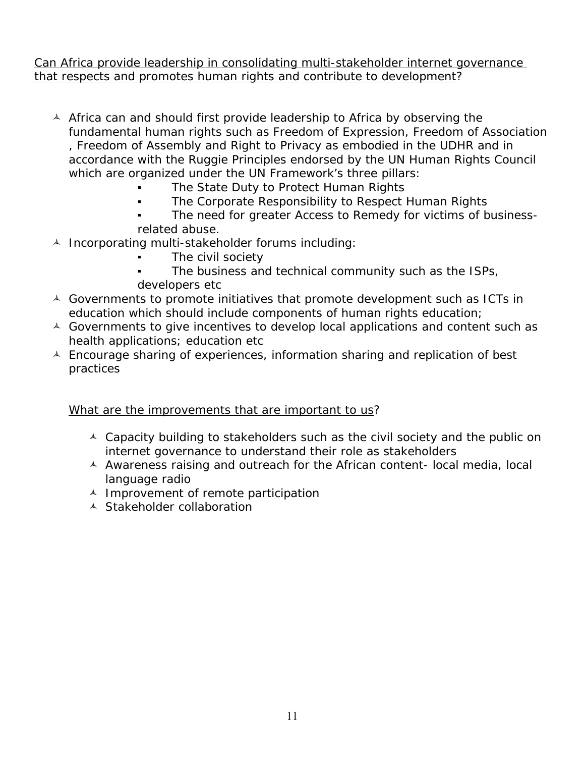Can Africa provide leadership in consolidating multi-stakeholder internet governance that respects and promotes human rights and contribute to development?

- Africa can and should first provide leadership to Africa by observing the fundamental human rights such as Freedom of Expression, Freedom of Association , Freedom of Assembly and Right to Privacy as embodied in the UDHR and in accordance with the Ruggie Principles endorsed by the UN Human Rights Council which are organized under the UN Framework's three pillars:
  - The State Duty to Protect Human Rights
  - The Corporate Responsibility to Respect Human Rights
  - The need for greater Access to Remedy for victims of business-related abuse.
- Incorporating multi-stakeholder forums including:
  - The civil society
  - The business and technical community such as the ISPs, developers etc
- Governments to promote initiatives that promote development such as ICTs in education which should include components of human rights education;
- Governments to give incentives to develop local applications and content such as health applications; education etc
- Encourage sharing of experiences, information sharing and replication of best practices

What are the improvements that are important to us?

- Capacity building to stakeholders such as the civil society and the public on internet governance to understand their role as stakeholders
- Awareness raising and outreach for the African content- local media, local language radio
- Improvement of remote participation
- Stakeholder collaboration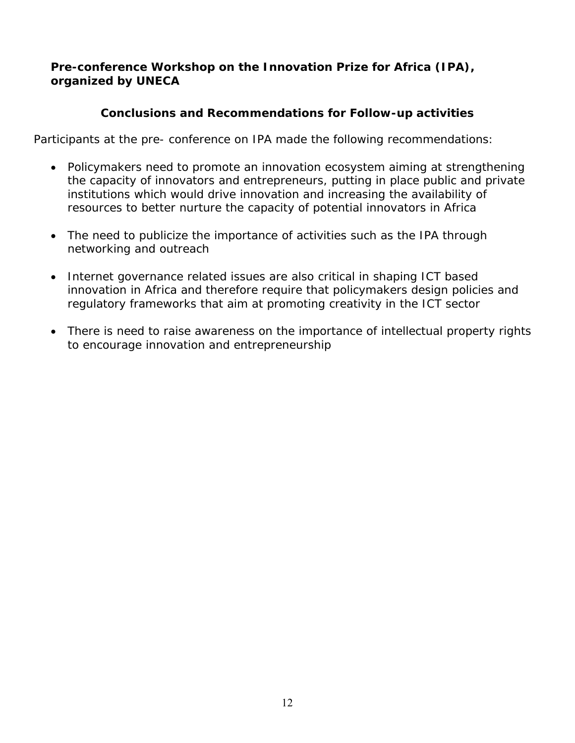**Pre-conference Workshop on the Innovation Prize for Africa (IPA), organized by UNECA**

**Conclusions and Recommendations for Follow-up activities**

Participants at the pre- conference on IPA made the following recommendations:

- Policymakers need to promote an innovation ecosystem aiming at strengthening the capacity of innovators and entrepreneurs, putting in place public and private institutions which would drive innovation and increasing the availability of resources to better nurture the capacity of potential innovators in Africa

- The need to publicize the importance of activities such as the IPA through networking and outreach

- Internet governance related issues are also critical in shaping ICT based innovation in Africa and therefore require that policymakers design policies and regulatory frameworks that aim at promoting creativity in the ICT sector

- There is need to raise awareness on the importance of intellectual property rights to encourage innovation and entrepreneurship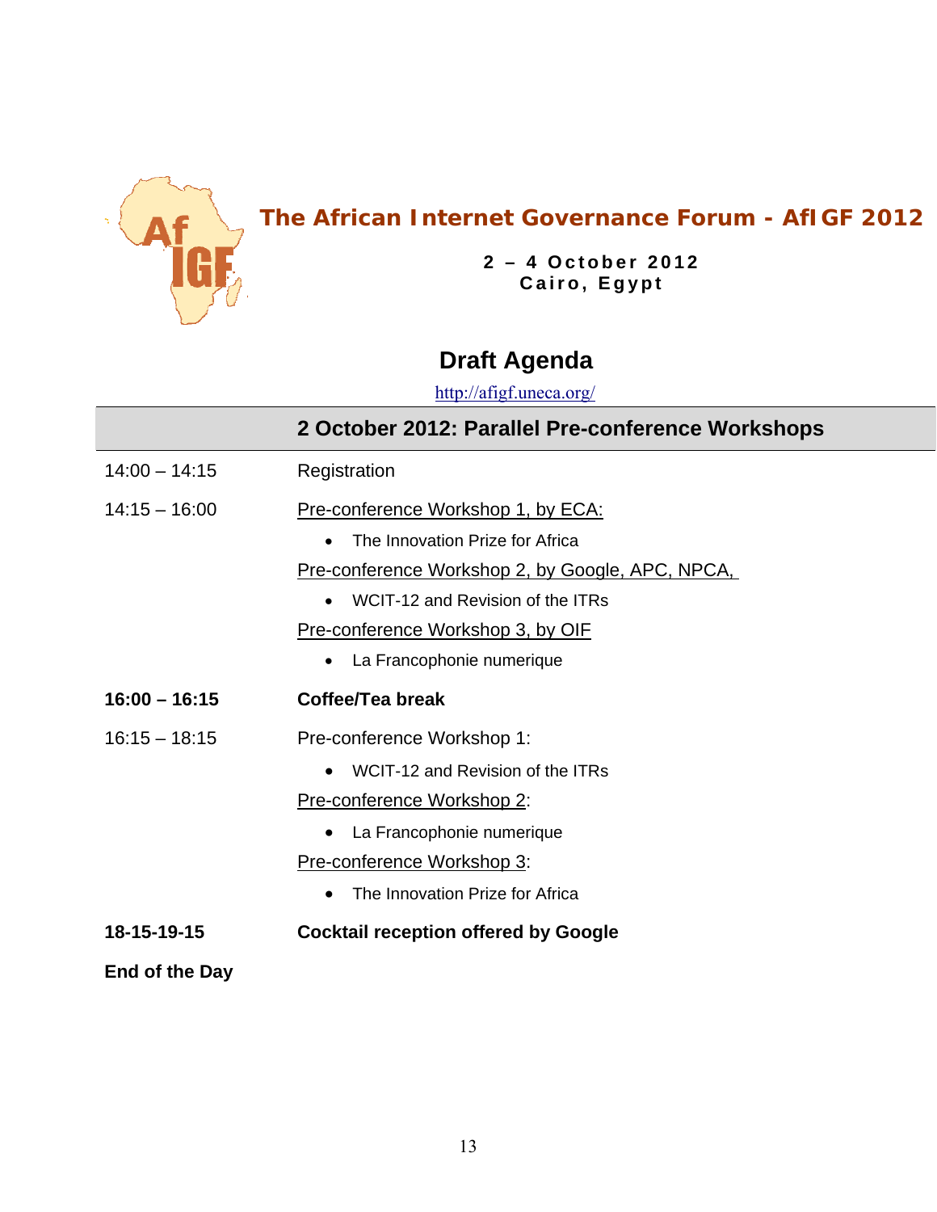# The African Internet Governance Forum - AfIGF 2012

**2 – 4 October 2012**
**Cairo, Egypt**

## Draft Agenda

http://afigf.uneca.org/

| | 2 October 2012: Parallel Pre-conference Workshops |
|---|---|
| 14:00 – 14:15 | Registration |
| 14:15 – 16:00 | Pre-conference Workshop 1, by ECA:<br>• The Innovation Prize for Africa<br>Pre-conference Workshop 2, by Google, APC, NPCA,<br>• WCIT-12 and Revision of the ITRs<br>Pre-conference Workshop 3, by OIF<br>• La Francophonie numerique |
| **16:00 – 16:15** | **Coffee/Tea break** |
| 16:15 – 18:15 | Pre-conference Workshop 1:<br>• WCIT-12 and Revision of the ITRs<br>Pre-conference Workshop 2:<br>• La Francophonie numerique<br>Pre-conference Workshop 3:<br>• The Innovation Prize for Africa |
| **18-15-19-15** | **Cocktail reception offered by Google** |
| **End of the Day** | |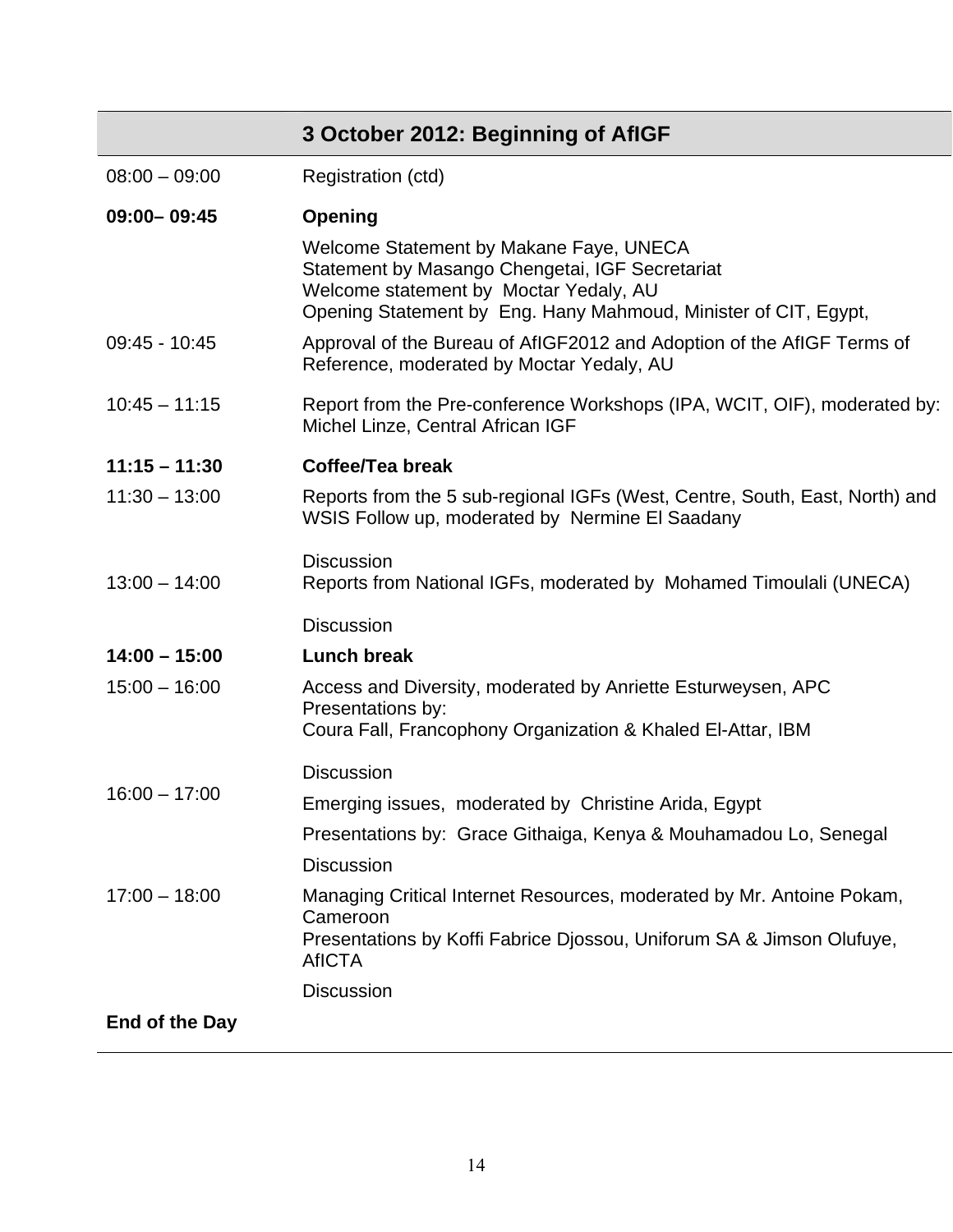| | 3 October 2012: Beginning of AfIGF |
|---|---|
| 08:00 – 09:00 | Registration (ctd) |
| **09:00– 09:45** | **Opening** |
| | Welcome Statement by Makane Faye, UNECA<br>Statement by Masango Chengetai, IGF Secretariat<br>Welcome statement by Moctar Yedaly, AU<br>Opening Statement by Eng. Hany Mahmoud, Minister of CIT, Egypt, |
| 09:45 - 10:45 | Approval of the Bureau of AfIGF2012 and Adoption of the AfIGF Terms of Reference, moderated by Moctar Yedaly, AU |
| 10:45 – 11:15 | Report from the Pre-conference Workshops (IPA, WCIT, OIF), moderated by: Michel Linze, Central African IGF |
| **11:15 – 11:30** | **Coffee/Tea break** |
| 11:30 – 13:00 | Reports from the 5 sub-regional IGFs (West, Centre, South, East, North) and WSIS Follow up, moderated by Nermine El Saadany<br><br>Discussion |
| 13:00 – 14:00 | Reports from National IGFs, moderated by Mohamed Timoulali (UNECA)<br><br>Discussion |
| **14:00 – 15:00** | **Lunch break** |
| 15:00 – 16:00 | Access and Diversity, moderated by Anriette Esturweysen, APC<br>Presentations by:<br>Coura Fall, Francophony Organization & Khaled El-Attar, IBM<br><br>Discussion |
| 16:00 – 17:00 | Emerging issues, moderated by Christine Arida, Egypt<br>Presentations by: Grace Githaiga, Kenya & Mouhamadou Lo, Senegal<br>Discussion |
| 17:00 – 18:00 | Managing Critical Internet Resources, moderated by Mr. Antoine Pokam, Cameroon<br>Presentations by Koffi Fabrice Djossou, Uniforum SA & Jimson Olufuye, AfICTA<br>Discussion |
| **End of the Day** | |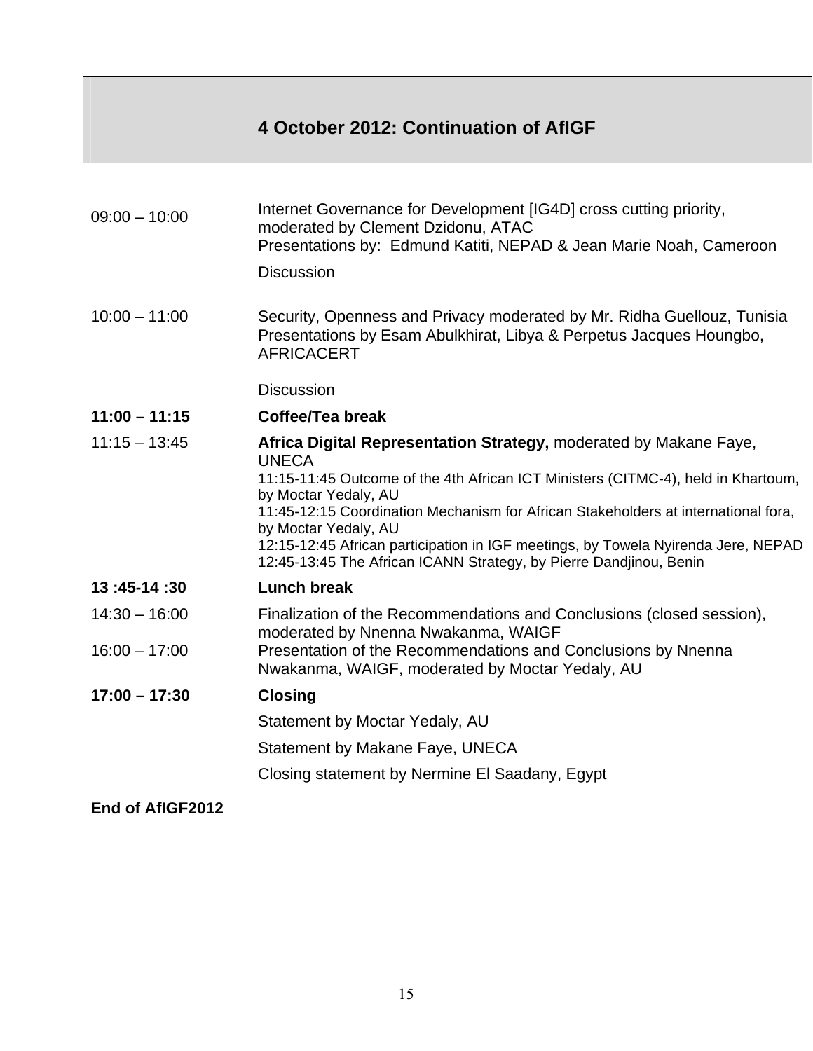## 4 October 2012: Continuation of AfIGF

| | |
|---|---|
| 09:00 – 10:00 | Internet Governance for Development [IG4D] cross cutting priority, moderated by Clement Dzidonu, ATAC<br>Presentations by: Edmund Katiti, NEPAD & Jean Marie Noah, Cameroon<br>Discussion |
| 10:00 – 11:00 | Security, Openness and Privacy moderated by Mr. Ridha Guellouz, Tunisia<br>Presentations by Esam Abulkhirat, Libya & Perpetus Jacques Houngbo, AFRICACERT<br>Discussion |
| **11:00 – 11:15** | **Coffee/Tea break** |
| 11:15 – 13:45 | **Africa Digital Representation Strategy,** moderated by Makane Faye, UNECA<br>11:15-11:45 Outcome of the 4th African ICT Ministers (CITMC-4), held in Khartoum, by Moctar Yedaly, AU<br>11:45-12:15 Coordination Mechanism for African Stakeholders at international fora, by Moctar Yedaly, AU<br>12:15-12:45 African participation in IGF meetings, by Towela Nyirenda Jere, NEPAD<br>12:45-13:45 The African ICANN Strategy, by Pierre Dandjinou, Benin |
| **13 :45-14 :30** | **Lunch break** |
| 14:30 – 16:00 | Finalization of the Recommendations and Conclusions (closed session), moderated by Nnenna Nwakanma, WAIGF |
| 16:00 – 17:00 | Presentation of the Recommendations and Conclusions by Nnenna Nwakanma, WAIGF, moderated by Moctar Yedaly, AU |
| **17:00 – 17:30** | **Closing**<br>Statement by Moctar Yedaly, AU<br>Statement by Makane Faye, UNECA<br>Closing statement by Nermine El Saadany, Egypt |

**End of AfIGF2012**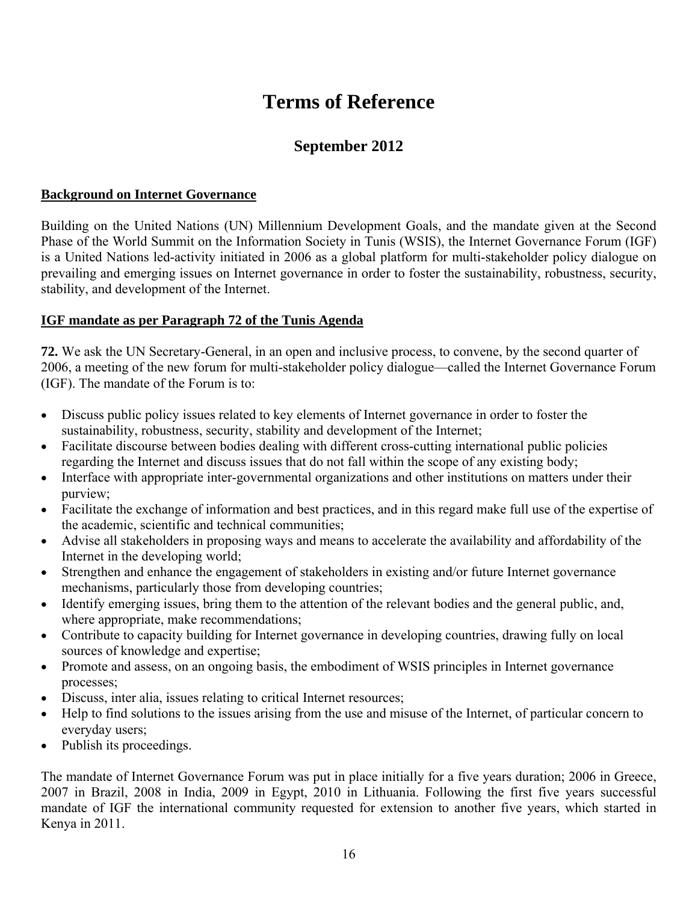# Terms of Reference

## September 2012

**Background on Internet Governance**

Building on the United Nations (UN) Millennium Development Goals, and the mandate given at the Second Phase of the World Summit on the Information Society in Tunis (WSIS), the Internet Governance Forum (IGF) is a United Nations led-activity initiated in 2006 as a global platform for multi-stakeholder policy dialogue on prevailing and emerging issues on Internet governance in order to foster the sustainability, robustness, security, stability, and development of the Internet.

**IGF mandate as per Paragraph 72 of the Tunis Agenda**

**72.** We ask the UN Secretary-General, in an open and inclusive process, to convene, by the second quarter of 2006, a meeting of the new forum for multi-stakeholder policy dialogue—called the Internet Governance Forum (IGF). The mandate of the Forum is to:

- Discuss public policy issues related to key elements of Internet governance in order to foster the sustainability, robustness, security, stability and development of the Internet;
- Facilitate discourse between bodies dealing with different cross-cutting international public policies regarding the Internet and discuss issues that do not fall within the scope of any existing body;
- Interface with appropriate inter-governmental organizations and other institutions on matters under their purview;
- Facilitate the exchange of information and best practices, and in this regard make full use of the expertise of the academic, scientific and technical communities;
- Advise all stakeholders in proposing ways and means to accelerate the availability and affordability of the Internet in the developing world;
- Strengthen and enhance the engagement of stakeholders in existing and/or future Internet governance mechanisms, particularly those from developing countries;
- Identify emerging issues, bring them to the attention of the relevant bodies and the general public, and, where appropriate, make recommendations;
- Contribute to capacity building for Internet governance in developing countries, drawing fully on local sources of knowledge and expertise;
- Promote and assess, on an ongoing basis, the embodiment of WSIS principles in Internet governance processes;
- Discuss, inter alia, issues relating to critical Internet resources;
- Help to find solutions to the issues arising from the use and misuse of the Internet, of particular concern to everyday users;
- Publish its proceedings.

The mandate of Internet Governance Forum was put in place initially for a five years duration; 2006 in Greece, 2007 in Brazil, 2008 in India, 2009 in Egypt, 2010 in Lithuania. Following the first five years successful mandate of IGF the international community requested for extension to another five years, which started in Kenya in 2011.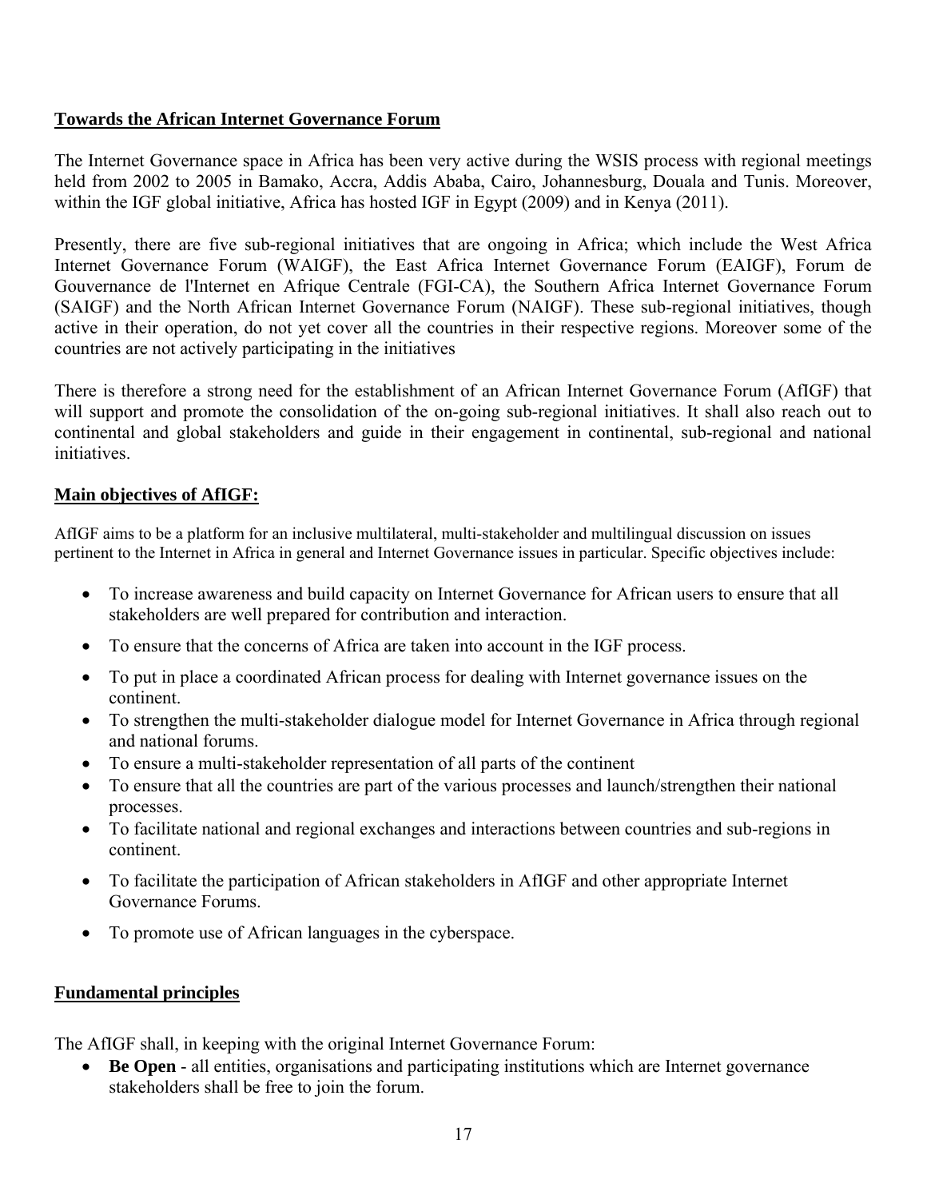## Towards the African Internet Governance Forum

The Internet Governance space in Africa has been very active during the WSIS process with regional meetings held from 2002 to 2005 in Bamako, Accra, Addis Ababa, Cairo, Johannesburg, Douala and Tunis. Moreover, within the IGF global initiative, Africa has hosted IGF in Egypt (2009) and in Kenya (2011).

Presently, there are five sub-regional initiatives that are ongoing in Africa; which include the West Africa Internet Governance Forum (WAIGF), the East Africa Internet Governance Forum (EAIGF), Forum de Gouvernance de l'Internet en Afrique Centrale (FGI-CA), the Southern Africa Internet Governance Forum (SAIGF) and the North African Internet Governance Forum (NAIGF). These sub-regional initiatives, though active in their operation, do not yet cover all the countries in their respective regions. Moreover some of the countries are not actively participating in the initiatives

There is therefore a strong need for the establishment of an African Internet Governance Forum (AfIGF) that will support and promote the consolidation of the on-going sub-regional initiatives. It shall also reach out to continental and global stakeholders and guide in their engagement in continental, sub-regional and national initiatives.

## Main objectives of AfIGF:

AfIGF aims to be a platform for an inclusive multilateral, multi-stakeholder and multilingual discussion on issues pertinent to the Internet in Africa in general and Internet Governance issues in particular. Specific objectives include:

- To increase awareness and build capacity on Internet Governance for African users to ensure that all stakeholders are well prepared for contribution and interaction.
- To ensure that the concerns of Africa are taken into account in the IGF process.
- To put in place a coordinated African process for dealing with Internet governance issues on the continent.
- To strengthen the multi-stakeholder dialogue model for Internet Governance in Africa through regional and national forums.
- To ensure a multi-stakeholder representation of all parts of the continent
- To ensure that all the countries are part of the various processes and launch/strengthen their national processes.
- To facilitate national and regional exchanges and interactions between countries and sub-regions in continent.
- To facilitate the participation of African stakeholders in AfIGF and other appropriate Internet Governance Forums.
- To promote use of African languages in the cyberspace.

## Fundamental principles

The AfIGF shall, in keeping with the original Internet Governance Forum:

- **Be Open** - all entities, organisations and participating institutions which are Internet governance stakeholders shall be free to join the forum.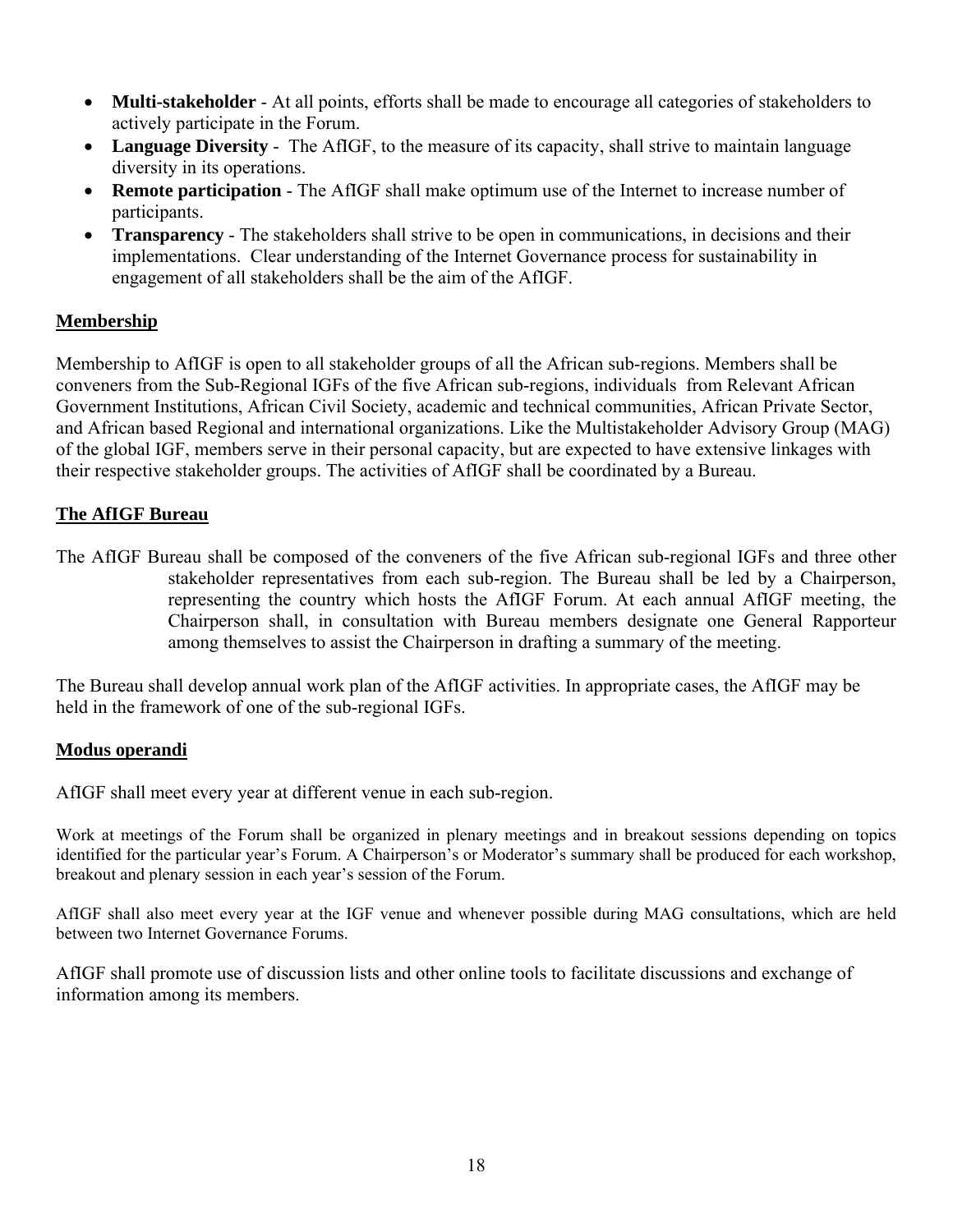- **Multi-stakeholder** - At all points, efforts shall be made to encourage all categories of stakeholders to actively participate in the Forum.
- **Language Diversity** - The AfIGF, to the measure of its capacity, shall strive to maintain language diversity in its operations.
- **Remote participation** - The AfIGF shall make optimum use of the Internet to increase number of participants.
- **Transparency** - The stakeholders shall strive to be open in communications, in decisions and their implementations. Clear understanding of the Internet Governance process for sustainability in engagement of all stakeholders shall be the aim of the AfIGF.

## Membership

Membership to AfIGF is open to all stakeholder groups of all the African sub-regions. Members shall be conveners from the Sub-Regional IGFs of the five African sub-regions, individuals from Relevant African Government Institutions, African Civil Society, academic and technical communities, African Private Sector, and African based Regional and international organizations. Like the Multistakeholder Advisory Group (MAG) of the global IGF, members serve in their personal capacity, but are expected to have extensive linkages with their respective stakeholder groups. The activities of AfIGF shall be coordinated by a Bureau.

## The AfIGF Bureau

The AfIGF Bureau shall be composed of the conveners of the five African sub-regional IGFs and three other stakeholder representatives from each sub-region. The Bureau shall be led by a Chairperson, representing the country which hosts the AfIGF Forum. At each annual AfIGF meeting, the Chairperson shall, in consultation with Bureau members designate one General Rapporteur among themselves to assist the Chairperson in drafting a summary of the meeting.

The Bureau shall develop annual work plan of the AfIGF activities. In appropriate cases, the AfIGF may be held in the framework of one of the sub-regional IGFs.

## Modus operandi

AfIGF shall meet every year at different venue in each sub-region.

Work at meetings of the Forum shall be organized in plenary meetings and in breakout sessions depending on topics identified for the particular year's Forum. A Chairperson's or Moderator's summary shall be produced for each workshop, breakout and plenary session in each year's session of the Forum.

AfIGF shall also meet every year at the IGF venue and whenever possible during MAG consultations, which are held between two Internet Governance Forums.

AfIGF shall promote use of discussion lists and other online tools to facilitate discussions and exchange of information among its members.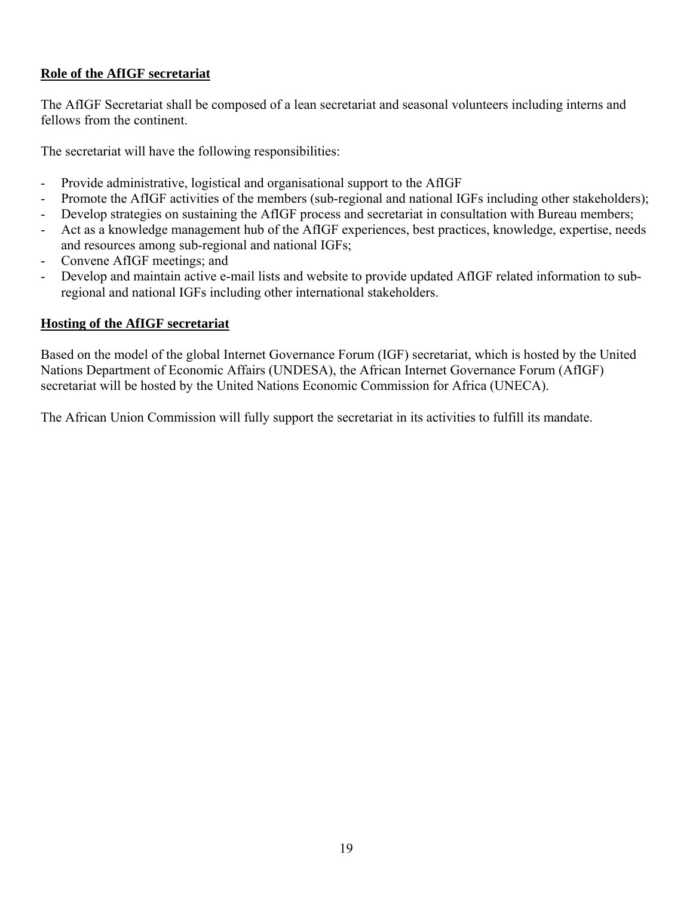**Role of the AfIGF secretariat**

The AfIGF Secretariat shall be composed of a lean secretariat and seasonal volunteers including interns and fellows from the continent.

The secretariat will have the following responsibilities:

- Provide administrative, logistical and organisational support to the AfIGF
- Promote the AfIGF activities of the members (sub-regional and national IGFs including other stakeholders);
- Develop strategies on sustaining the AfIGF process and secretariat in consultation with Bureau members;
- Act as a knowledge management hub of the AfIGF experiences, best practices, knowledge, expertise, needs and resources among sub-regional and national IGFs;
- Convene AfIGF meetings; and
- Develop and maintain active e-mail lists and website to provide updated AfIGF related information to sub-regional and national IGFs including other international stakeholders.

**Hosting of the AfIGF secretariat**

Based on the model of the global Internet Governance Forum (IGF) secretariat, which is hosted by the United Nations Department of Economic Affairs (UNDESA), the African Internet Governance Forum (AfIGF) secretariat will be hosted by the United Nations Economic Commission for Africa (UNECA).

The African Union Commission will fully support the secretariat in its activities to fulfill its mandate.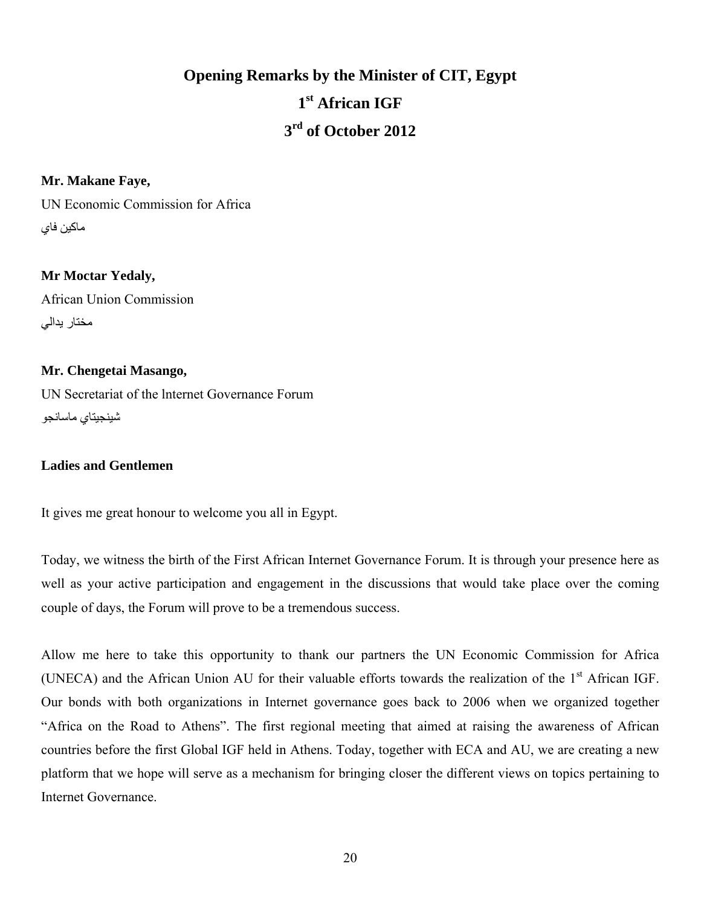# Opening Remarks by the Minister of CIT, Egypt

## 1st African IGF

## 3rd of October 2012

**Mr. Makane Faye,**
UN Economic Commission for Africa
ماكين فاي

**Mr Moctar Yedaly,**
African Union Commission
مختار يدالي

**Mr. Chengetai Masango,**
UN Secretariat of the lnternet Governance Forum
شينجيتاي ماسانجو

**Ladies and Gentlemen**

It gives me great honour to welcome you all in Egypt.

Today, we witness the birth of the First African Internet Governance Forum. It is through your presence here as well as your active participation and engagement in the discussions that would take place over the coming couple of days, the Forum will prove to be a tremendous success.

Allow me here to take this opportunity to thank our partners the UN Economic Commission for Africa (UNECA) and the African Union AU for their valuable efforts towards the realization of the 1st African IGF. Our bonds with both organizations in Internet governance goes back to 2006 when we organized together "Africa on the Road to Athens". The first regional meeting that aimed at raising the awareness of African countries before the first Global IGF held in Athens. Today, together with ECA and AU, we are creating a new platform that we hope will serve as a mechanism for bringing closer the different views on topics pertaining to Internet Governance.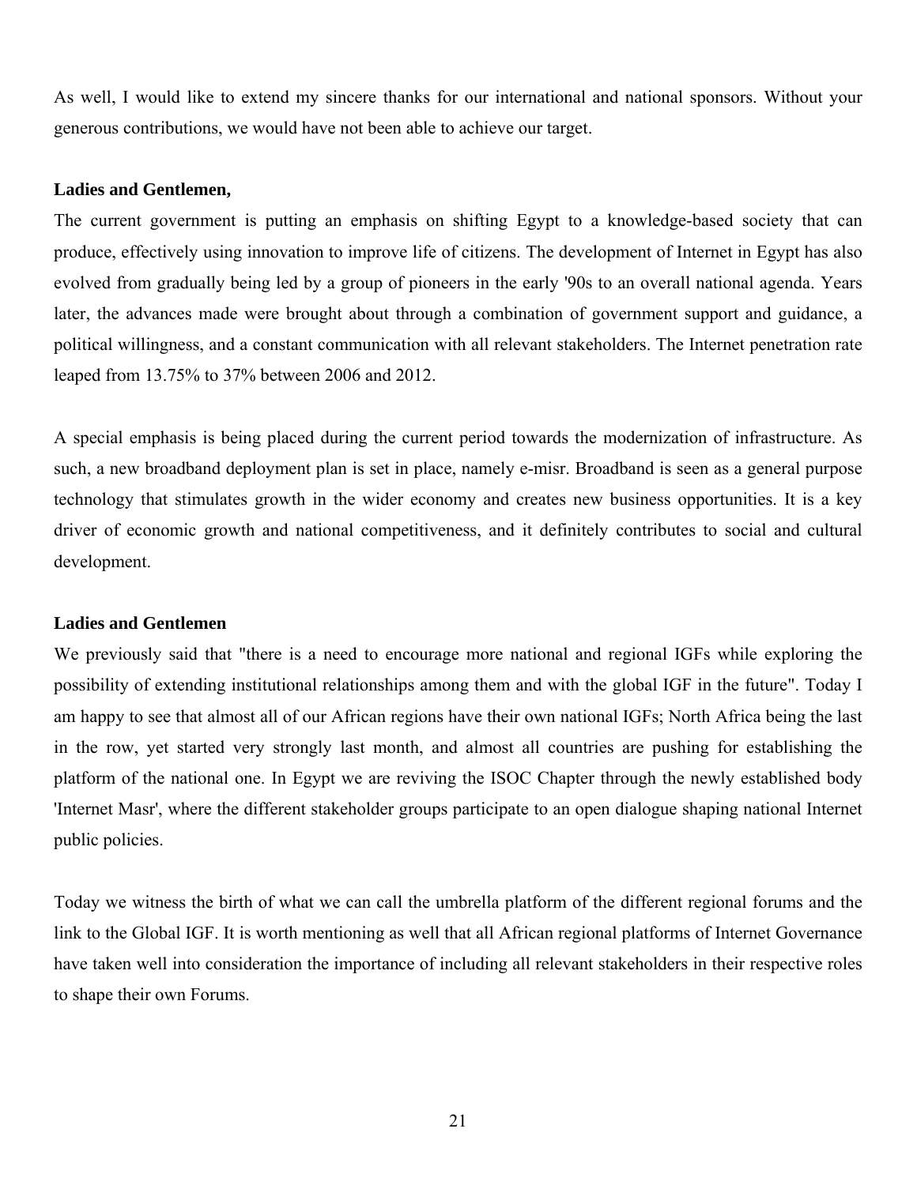As well, I would like to extend my sincere thanks for our international and national sponsors. Without your generous contributions, we would have not been able to achieve our target.

**Ladies and Gentlemen,**

The current government is putting an emphasis on shifting Egypt to a knowledge-based society that can produce, effectively using innovation to improve life of citizens. The development of Internet in Egypt has also evolved from gradually being led by a group of pioneers in the early '90s to an overall national agenda. Years later, the advances made were brought about through a combination of government support and guidance, a political willingness, and a constant communication with all relevant stakeholders. The Internet penetration rate leaped from 13.75% to 37% between 2006 and 2012.

A special emphasis is being placed during the current period towards the modernization of infrastructure. As such, a new broadband deployment plan is set in place, namely e-misr. Broadband is seen as a general purpose technology that stimulates growth in the wider economy and creates new business opportunities. It is a key driver of economic growth and national competitiveness, and it definitely contributes to social and cultural development.

**Ladies and Gentlemen**

We previously said that "there is a need to encourage more national and regional IGFs while exploring the possibility of extending institutional relationships among them and with the global IGF in the future". Today I am happy to see that almost all of our African regions have their own national IGFs; North Africa being the last in the row, yet started very strongly last month, and almost all countries are pushing for establishing the platform of the national one. In Egypt we are reviving the ISOC Chapter through the newly established body 'Internet Masr', where the different stakeholder groups participate to an open dialogue shaping national Internet public policies.

Today we witness the birth of what we can call the umbrella platform of the different regional forums and the link to the Global IGF. It is worth mentioning as well that all African regional platforms of Internet Governance have taken well into consideration the importance of including all relevant stakeholders in their respective roles to shape their own Forums.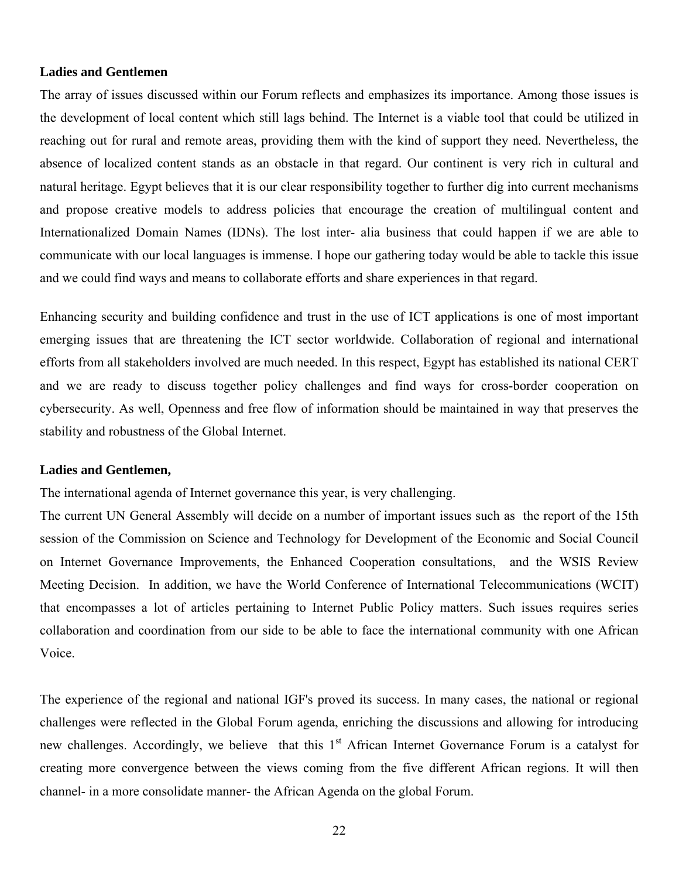**Ladies and Gentlemen**

The array of issues discussed within our Forum reflects and emphasizes its importance. Among those issues is the development of local content which still lags behind. The Internet is a viable tool that could be utilized in reaching out for rural and remote areas, providing them with the kind of support they need. Nevertheless, the absence of localized content stands as an obstacle in that regard. Our continent is very rich in cultural and natural heritage. Egypt believes that it is our clear responsibility together to further dig into current mechanisms and propose creative models to address policies that encourage the creation of multilingual content and Internationalized Domain Names (IDNs). The lost inter- alia business that could happen if we are able to communicate with our local languages is immense. I hope our gathering today would be able to tackle this issue and we could find ways and means to collaborate efforts and share experiences in that regard.

Enhancing security and building confidence and trust in the use of ICT applications is one of most important emerging issues that are threatening the ICT sector worldwide. Collaboration of regional and international efforts from all stakeholders involved are much needed. In this respect, Egypt has established its national CERT and we are ready to discuss together policy challenges and find ways for cross-border cooperation on cybersecurity. As well, Openness and free flow of information should be maintained in way that preserves the stability and robustness of the Global Internet.

**Ladies and Gentlemen,**

The international agenda of Internet governance this year, is very challenging.

The current UN General Assembly will decide on a number of important issues such as the report of the 15th session of the Commission on Science and Technology for Development of the Economic and Social Council on Internet Governance Improvements, the Enhanced Cooperation consultations, and the WSIS Review Meeting Decision. In addition, we have the World Conference of International Telecommunications (WCIT) that encompasses a lot of articles pertaining to Internet Public Policy matters. Such issues requires series collaboration and coordination from our side to be able to face the international community with one African Voice.

The experience of the regional and national IGF's proved its success. In many cases, the national or regional challenges were reflected in the Global Forum agenda, enriching the discussions and allowing for introducing new challenges. Accordingly, we believe that this 1st African Internet Governance Forum is a catalyst for creating more convergence between the views coming from the five different African regions. It will then channel- in a more consolidate manner- the African Agenda on the global Forum.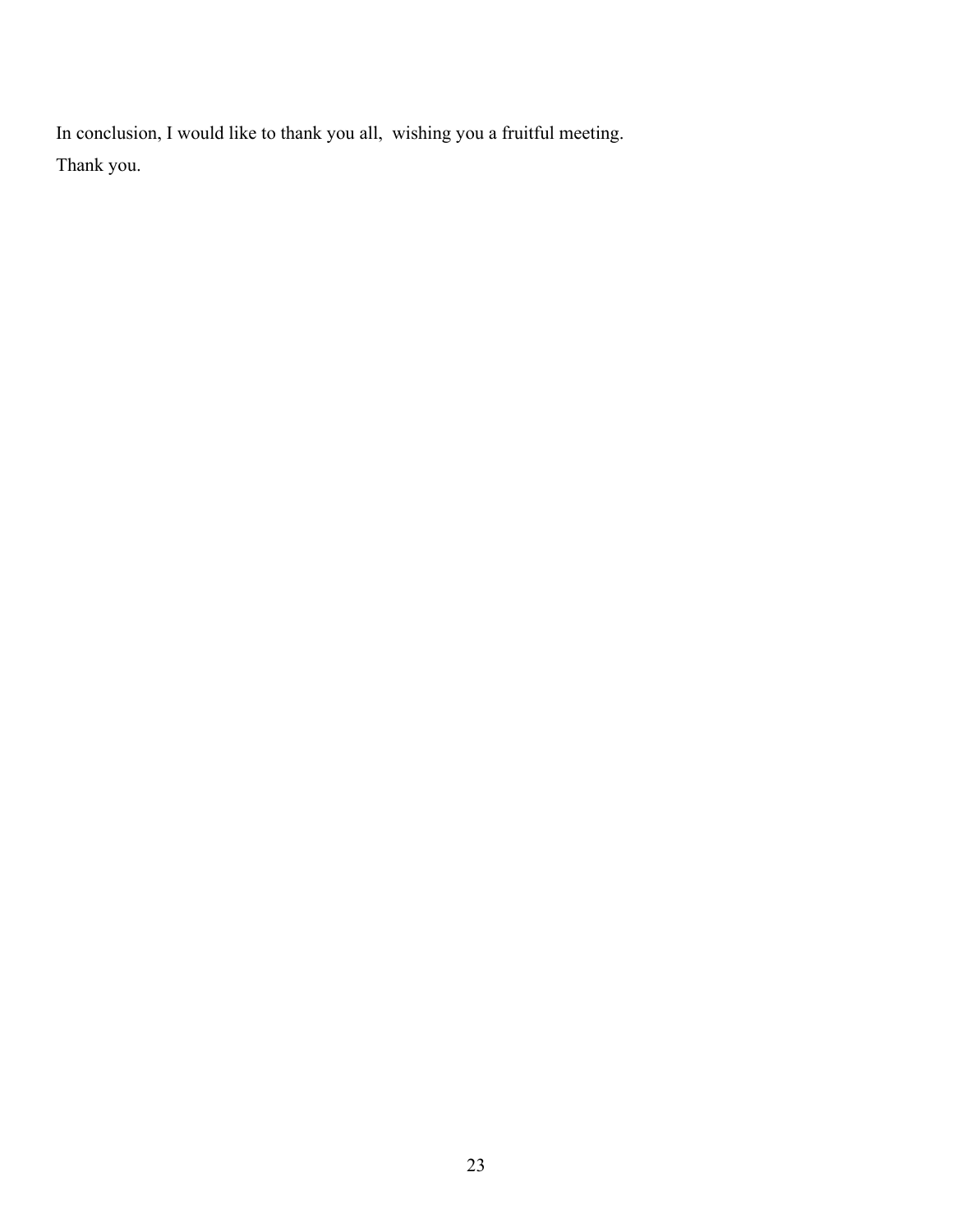In conclusion, I would like to thank you all,  wishing you a fruitful meeting.

Thank you.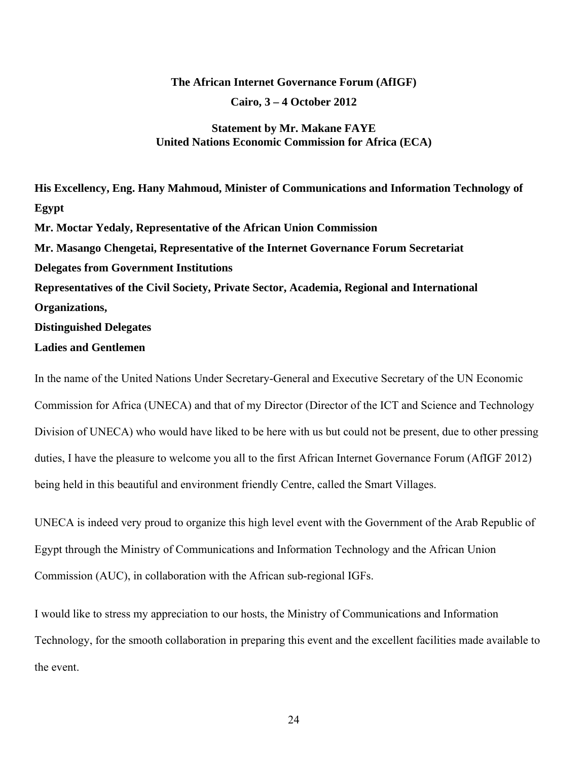**The African Internet Governance Forum (AfIGF)**

**Cairo, 3 – 4 October 2012**

**Statement by Mr. Makane FAYE**
**United Nations Economic Commission for Africa (ECA)**

**His Excellency, Eng. Hany Mahmoud, Minister of Communications and Information Technology of Egypt**

**Mr. Moctar Yedaly, Representative of the African Union Commission**

**Mr. Masango Chengetai, Representative of the Internet Governance Forum Secretariat**

**Delegates from Government Institutions**

**Representatives of the Civil Society, Private Sector, Academia, Regional and International Organizations,**

**Distinguished Delegates**

**Ladies and Gentlemen**

In the name of the United Nations Under Secretary-General and Executive Secretary of the UN Economic Commission for Africa (UNECA) and that of my Director (Director of the ICT and Science and Technology Division of UNECA) who would have liked to be here with us but could not be present, due to other pressing duties, I have the pleasure to welcome you all to the first African Internet Governance Forum (AfIGF 2012) being held in this beautiful and environment friendly Centre, called the Smart Villages.

UNECA is indeed very proud to organize this high level event with the Government of the Arab Republic of Egypt through the Ministry of Communications and Information Technology and the African Union Commission (AUC), in collaboration with the African sub-regional IGFs.

I would like to stress my appreciation to our hosts, the Ministry of Communications and Information Technology, for the smooth collaboration in preparing this event and the excellent facilities made available to the event.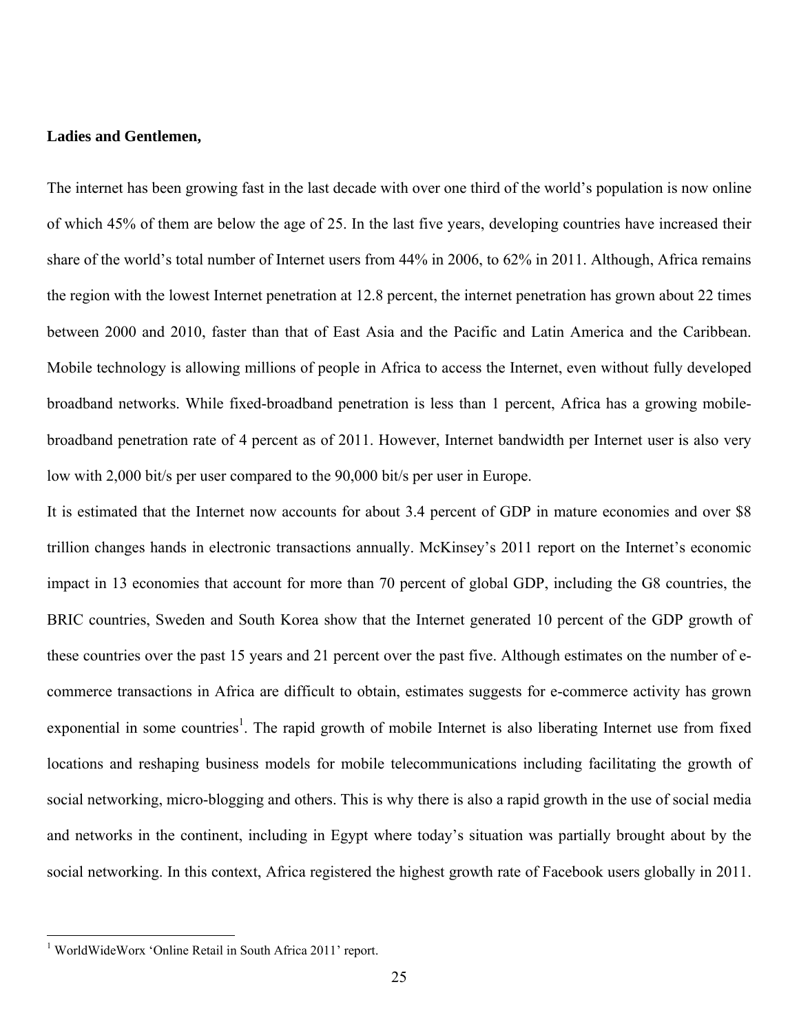**Ladies and Gentlemen,**

The internet has been growing fast in the last decade with over one third of the world's population is now online of which 45% of them are below the age of 25. In the last five years, developing countries have increased their share of the world's total number of Internet users from 44% in 2006, to 62% in 2011. Although, Africa remains the region with the lowest Internet penetration at 12.8 percent, the internet penetration has grown about 22 times between 2000 and 2010, faster than that of East Asia and the Pacific and Latin America and the Caribbean. Mobile technology is allowing millions of people in Africa to access the Internet, even without fully developed broadband networks. While fixed-broadband penetration is less than 1 percent, Africa has a growing mobile-broadband penetration rate of 4 percent as of 2011. However, Internet bandwidth per Internet user is also very low with 2,000 bit/s per user compared to the 90,000 bit/s per user in Europe.

It is estimated that the Internet now accounts for about 3.4 percent of GDP in mature economies and over $8 trillion changes hands in electronic transactions annually. McKinsey's 2011 report on the Internet's economic impact in 13 economies that account for more than 70 percent of global GDP, including the G8 countries, the BRIC countries, Sweden and South Korea show that the Internet generated 10 percent of the GDP growth of these countries over the past 15 years and 21 percent over the past five. Although estimates on the number of e-commerce transactions in Africa are difficult to obtain, estimates suggests for e-commerce activity has grown exponential in some countries[1]. The rapid growth of mobile Internet is also liberating Internet use from fixed locations and reshaping business models for mobile telecommunications including facilitating the growth of social networking, micro-blogging and others. This is why there is also a rapid growth in the use of social media and networks in the continent, including in Egypt where today's situation was partially brought about by the social networking. In this context, Africa registered the highest growth rate of Facebook users globally in 2011.

---

[1] WorldWideWorx 'Online Retail in South Africa 2011' report.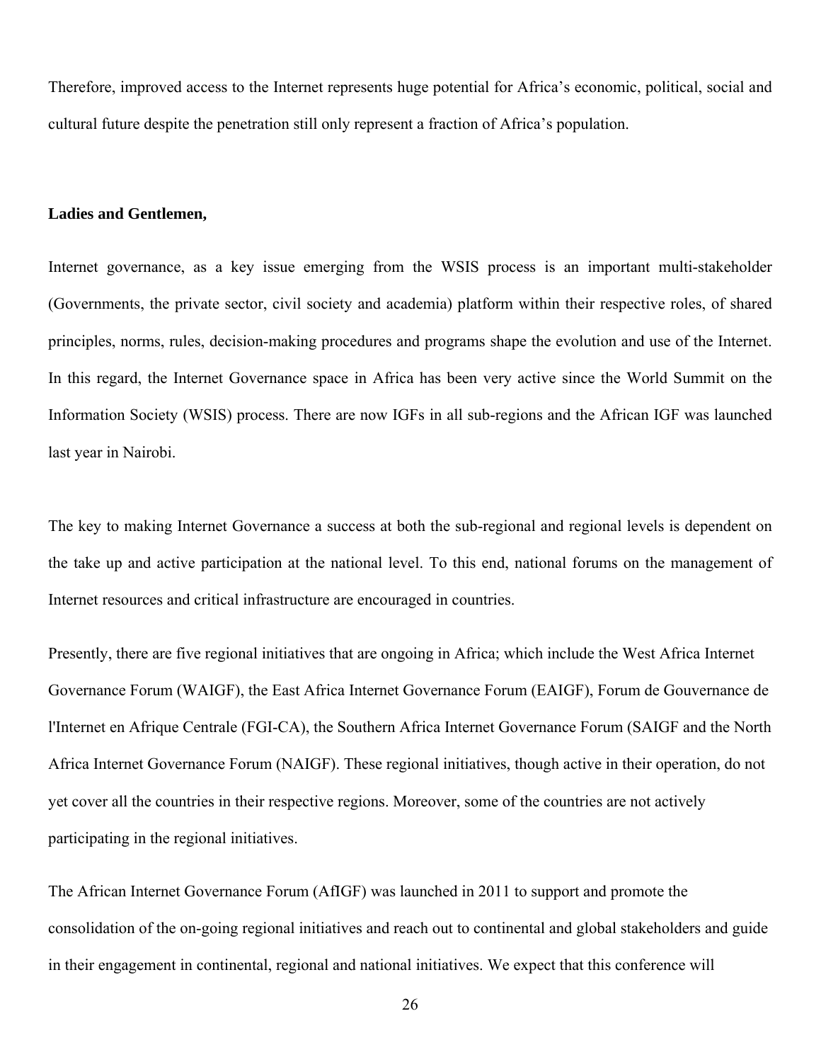Therefore, improved access to the Internet represents huge potential for Africa's economic, political, social and cultural future despite the penetration still only represent a fraction of Africa's population.

**Ladies and Gentlemen,**

Internet governance, as a key issue emerging from the WSIS process is an important multi-stakeholder (Governments, the private sector, civil society and academia) platform within their respective roles, of shared principles, norms, rules, decision-making procedures and programs shape the evolution and use of the Internet. In this regard, the Internet Governance space in Africa has been very active since the World Summit on the Information Society (WSIS) process. There are now IGFs in all sub-regions and the African IGF was launched last year in Nairobi.

The key to making Internet Governance a success at both the sub-regional and regional levels is dependent on the take up and active participation at the national level. To this end, national forums on the management of Internet resources and critical infrastructure are encouraged in countries.

Presently, there are five regional initiatives that are ongoing in Africa; which include the West Africa Internet Governance Forum (WAIGF), the East Africa Internet Governance Forum (EAIGF), Forum de Gouvernance de l'Internet en Afrique Centrale (FGI-CA), the Southern Africa Internet Governance Forum (SAIGF and the North Africa Internet Governance Forum (NAIGF). These regional initiatives, though active in their operation, do not yet cover all the countries in their respective regions. Moreover, some of the countries are not actively participating in the regional initiatives.

The African Internet Governance Forum (AfIGF) was launched in 2011 to support and promote the consolidation of the on-going regional initiatives and reach out to continental and global stakeholders and guide in their engagement in continental, regional and national initiatives. We expect that this conference will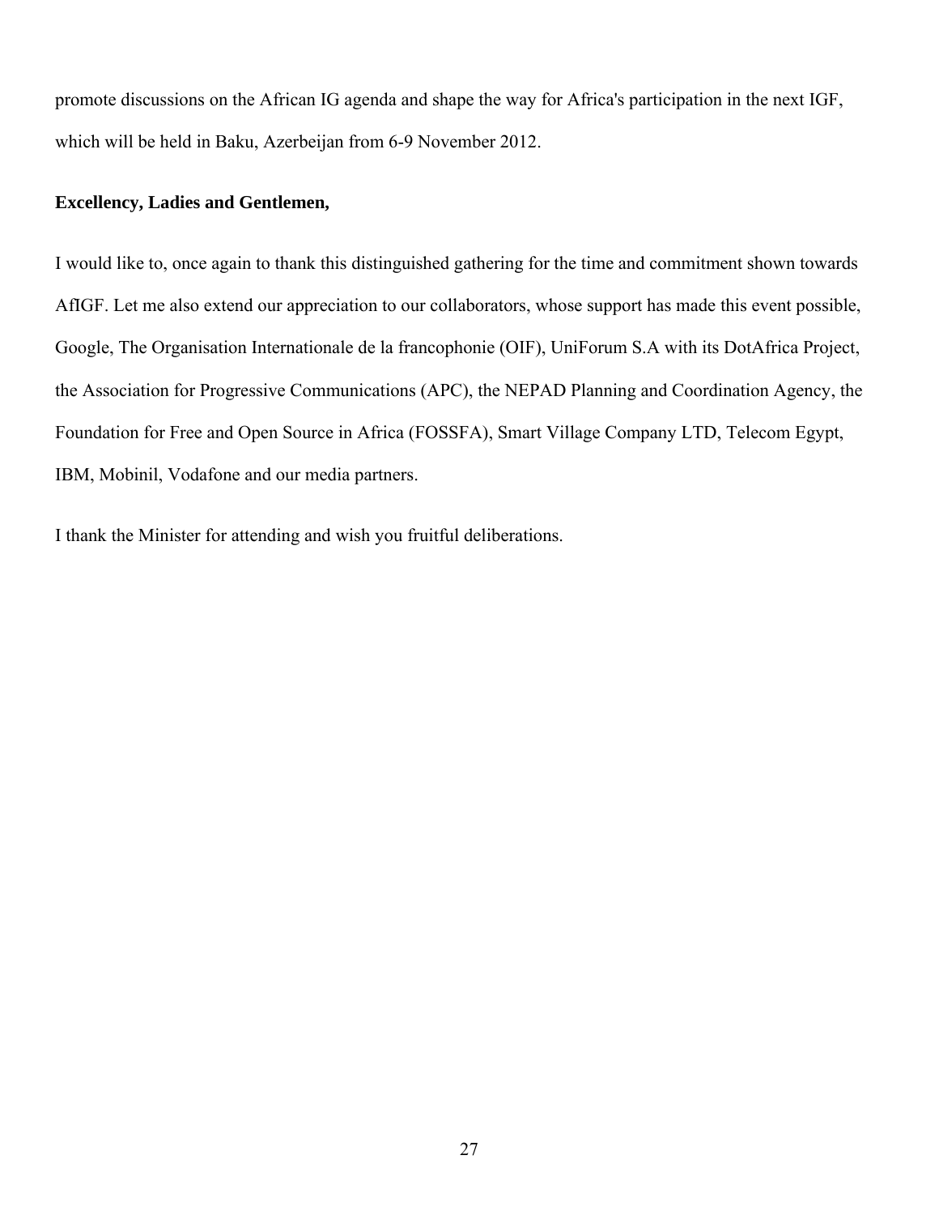promote discussions on the African IG agenda and shape the way for Africa's participation in the next IGF, which will be held in Baku, Azerbeijan from 6-9 November 2012.

**Excellency, Ladies and Gentlemen,**

I would like to, once again to thank this distinguished gathering for the time and commitment shown towards AfIGF. Let me also extend our appreciation to our collaborators, whose support has made this event possible, Google, The Organisation Internationale de la francophonie (OIF), UniForum S.A with its DotAfrica Project, the Association for Progressive Communications (APC), the NEPAD Planning and Coordination Agency, the Foundation for Free and Open Source in Africa (FOSSFA), Smart Village Company LTD, Telecom Egypt, IBM, Mobinil, Vodafone and our media partners.

I thank the Minister for attending and wish you fruitful deliberations.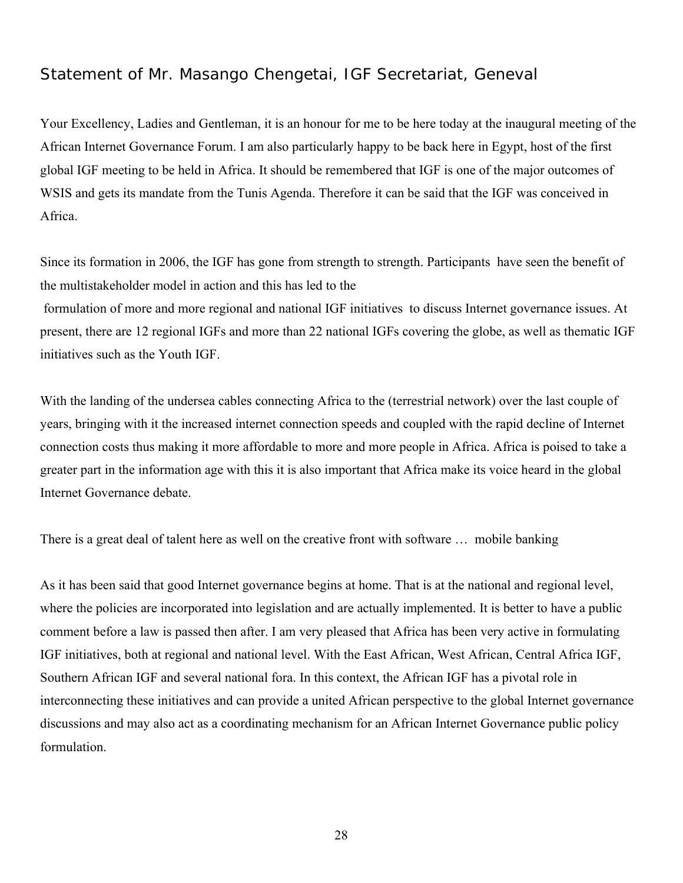## Statement of Mr. Masango Chengetai, IGF Secretariat, Geneval

Your Excellency, Ladies and Gentleman, it is an honour for me to be here today at the inaugural meeting of the African Internet Governance Forum. I am also particularly happy to be back here in Egypt, host of the first global IGF meeting to be held in Africa. It should be remembered that IGF is one of the major outcomes of WSIS and gets its mandate from the Tunis Agenda. Therefore it can be said that the IGF was conceived in Africa.

Since its formation in 2006, the IGF has gone from strength to strength. Participants have seen the benefit of the multistakeholder model in action and this has led to the formulation of more and more regional and national IGF initiatives to discuss Internet governance issues. At present, there are 12 regional IGFs and more than 22 national IGFs covering the globe, as well as thematic IGF initiatives such as the Youth IGF.

With the landing of the undersea cables connecting Africa to the (terrestrial network) over the last couple of years, bringing with it the increased internet connection speeds and coupled with the rapid decline of Internet connection costs thus making it more affordable to more and more people in Africa. Africa is poised to take a greater part in the information age with this it is also important that Africa make its voice heard in the global Internet Governance debate.

There is a great deal of talent here as well on the creative front with software … mobile banking

As it has been said that good Internet governance begins at home. That is at the national and regional level, where the policies are incorporated into legislation and are actually implemented. It is better to have a public comment before a law is passed then after. I am very pleased that Africa has been very active in formulating IGF initiatives, both at regional and national level. With the East African, West African, Central Africa IGF, Southern African IGF and several national fora. In this context, the African IGF has a pivotal role in interconnecting these initiatives and can provide a united African perspective to the global Internet governance discussions and may also act as a coordinating mechanism for an African Internet Governance public policy formulation.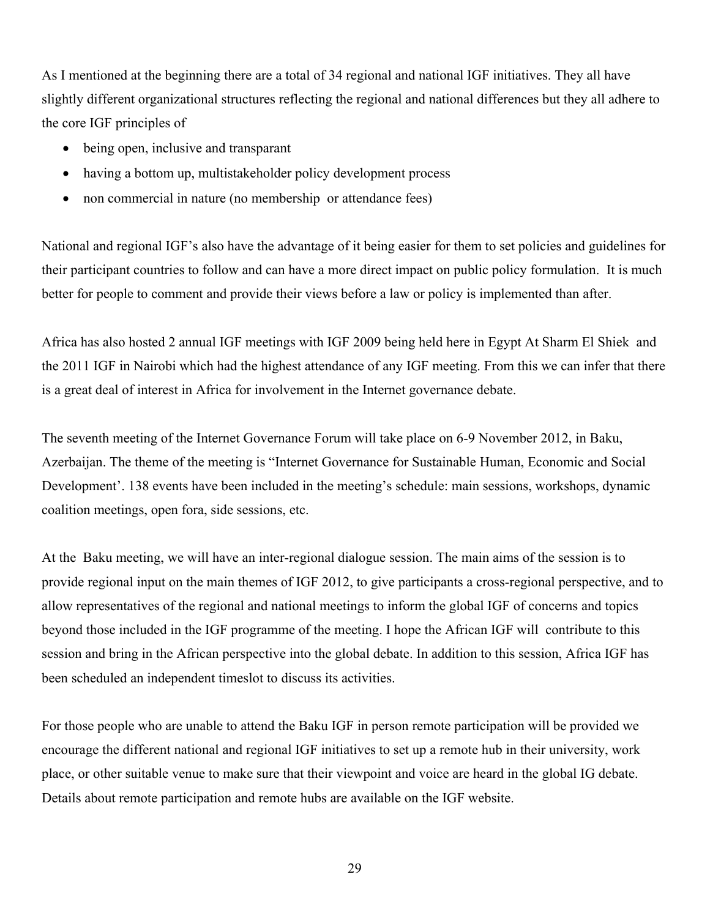As I mentioned at the beginning there are a total of 34 regional and national IGF initiatives. They all have slightly different organizational structures reflecting the regional and national differences but they all adhere to the core IGF principles of

- being open, inclusive and transparant
- having a bottom up, multistakeholder policy development process
- non commercial in nature (no membership or attendance fees)

National and regional IGF's also have the advantage of it being easier for them to set policies and guidelines for their participant countries to follow and can have a more direct impact on public policy formulation. It is much better for people to comment and provide their views before a law or policy is implemented than after.

Africa has also hosted 2 annual IGF meetings with IGF 2009 being held here in Egypt At Sharm El Shiek and the 2011 IGF in Nairobi which had the highest attendance of any IGF meeting. From this we can infer that there is a great deal of interest in Africa for involvement in the Internet governance debate.

The seventh meeting of the Internet Governance Forum will take place on 6-9 November 2012, in Baku, Azerbaijan. The theme of the meeting is "Internet Governance for Sustainable Human, Economic and Social Development'. 138 events have been included in the meeting's schedule: main sessions, workshops, dynamic coalition meetings, open fora, side sessions, etc.

At the Baku meeting, we will have an inter-regional dialogue session. The main aims of the session is to provide regional input on the main themes of IGF 2012, to give participants a cross-regional perspective, and to allow representatives of the regional and national meetings to inform the global IGF of concerns and topics beyond those included in the IGF programme of the meeting. I hope the African IGF will contribute to this session and bring in the African perspective into the global debate. In addition to this session, Africa IGF has been scheduled an independent timeslot to discuss its activities.

For those people who are unable to attend the Baku IGF in person remote participation will be provided we encourage the different national and regional IGF initiatives to set up a remote hub in their university, work place, or other suitable venue to make sure that their viewpoint and voice are heard in the global IG debate. Details about remote participation and remote hubs are available on the IGF website.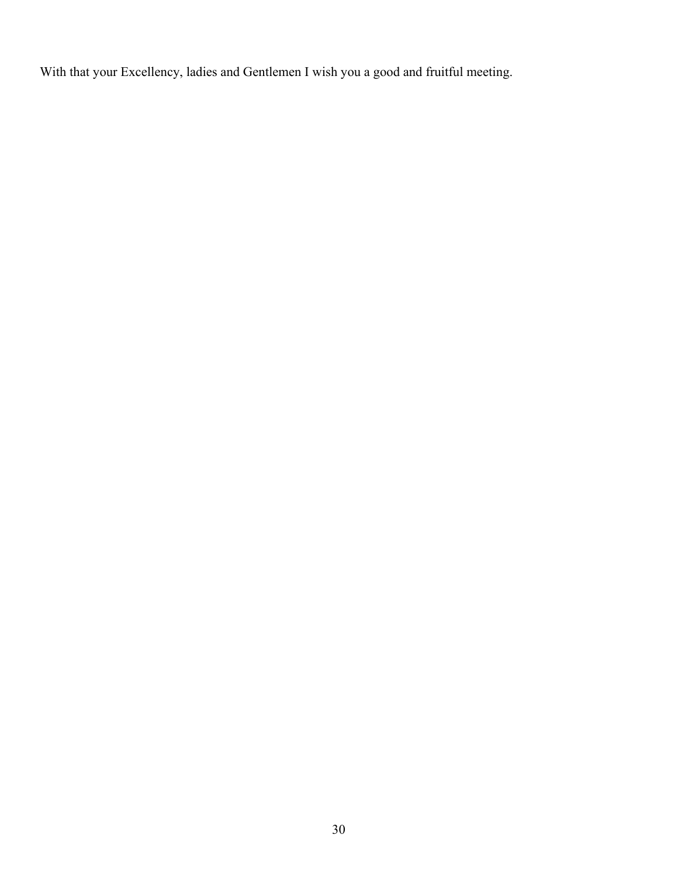With that your Excellency, ladies and Gentlemen I wish you a good and fruitful meeting.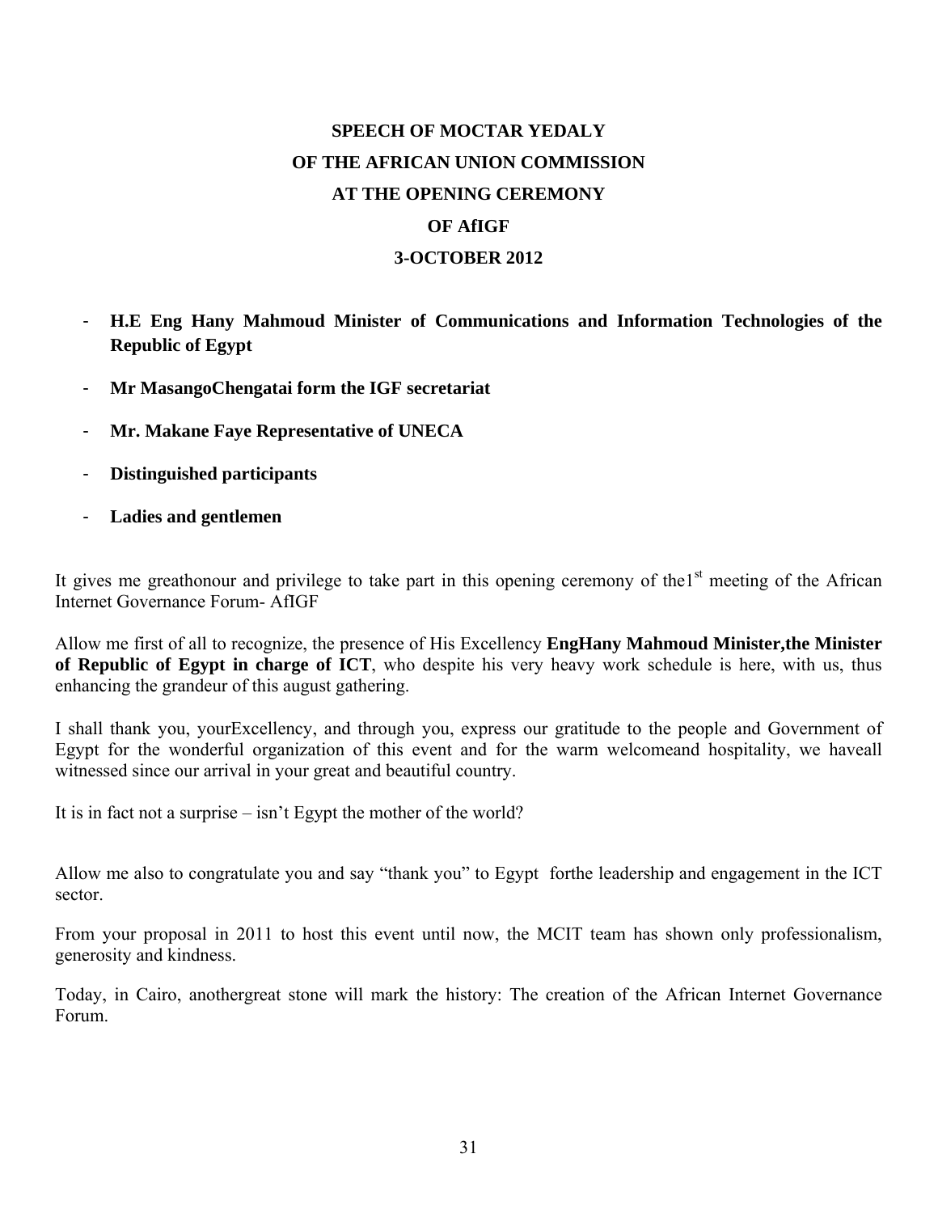**SPEECH OF MOCTAR YEDALY**

**OF THE AFRICAN UNION COMMISSION**

**AT THE OPENING CEREMONY**

**OF AfIGF**

**3-OCTOBER 2012**

- **H.E Eng Hany Mahmoud Minister of Communications and Information Technologies of the Republic of Egypt**
- **Mr MasangoChengatai form the IGF secretariat**
- **Mr. Makane Faye Representative of UNECA**
- **Distinguished participants**
- **Ladies and gentlemen**

It gives me greathonour and privilege to take part in this opening ceremony of the1st meeting of the African Internet Governance Forum- AfIGF

Allow me first of all to recognize, the presence of His Excellency **EngHany Mahmoud Minister,the Minister of Republic of Egypt in charge of ICT**, who despite his very heavy work schedule is here, with us, thus enhancing the grandeur of this august gathering.

I shall thank you, yourExcellency, and through you, express our gratitude to the people and Government of Egypt for the wonderful organization of this event and for the warm welcomeand hospitality, we haveall witnessed since our arrival in your great and beautiful country.

It is in fact not a surprise – isn't Egypt the mother of the world?

Allow me also to congratulate you and say "thank you" to Egypt forthe leadership and engagement in the ICT sector.

From your proposal in 2011 to host this event until now, the MCIT team has shown only professionalism, generosity and kindness.

Today, in Cairo, anothergreat stone will mark the history: The creation of the African Internet Governance Forum.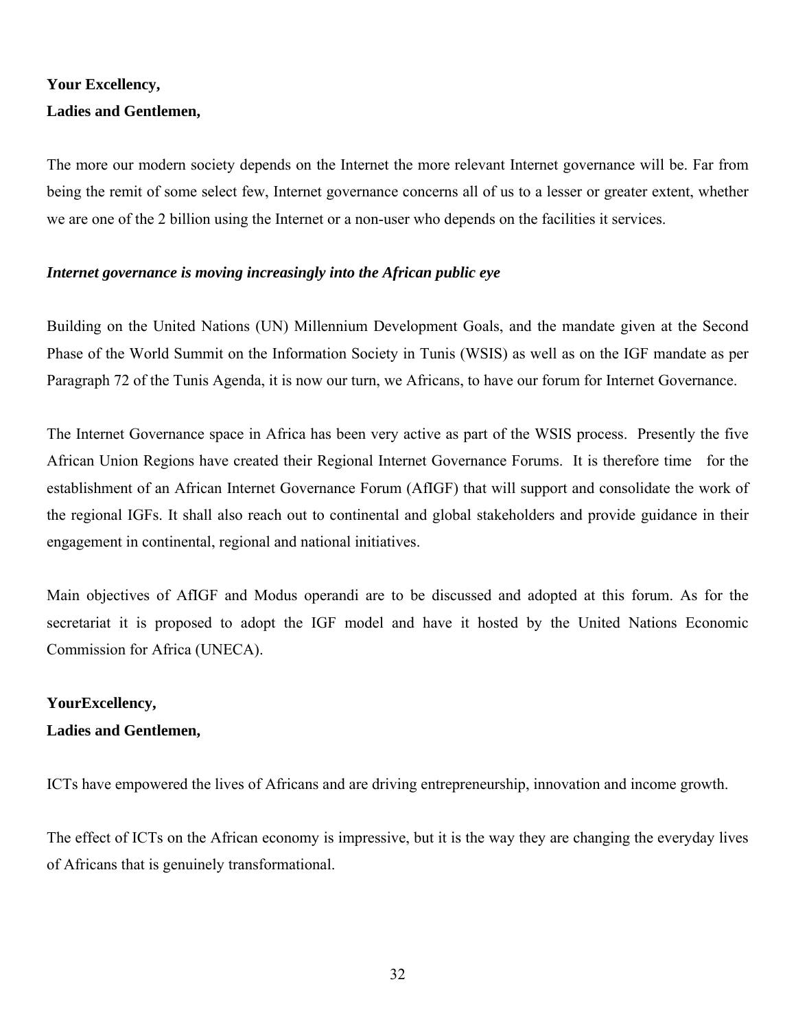**Your Excellency,**
**Ladies and Gentlemen,**

The more our modern society depends on the Internet the more relevant Internet governance will be. Far from being the remit of some select few, Internet governance concerns all of us to a lesser or greater extent, whether we are one of the 2 billion using the Internet or a non-user who depends on the facilities it services.

***Internet governance is moving increasingly into the African public eye***

Building on the United Nations (UN) Millennium Development Goals, and the mandate given at the Second Phase of the World Summit on the Information Society in Tunis (WSIS) as well as on the IGF mandate as per Paragraph 72 of the Tunis Agenda, it is now our turn, we Africans, to have our forum for Internet Governance.

The Internet Governance space in Africa has been very active as part of the WSIS process. Presently the five African Union Regions have created their Regional Internet Governance Forums. It is therefore time for the establishment of an African Internet Governance Forum (AfIGF) that will support and consolidate the work of the regional IGFs. It shall also reach out to continental and global stakeholders and provide guidance in their engagement in continental, regional and national initiatives.

Main objectives of AfIGF and Modus operandi are to be discussed and adopted at this forum. As for the secretariat it is proposed to adopt the IGF model and have it hosted by the United Nations Economic Commission for Africa (UNECA).

**YourExcellency,**
**Ladies and Gentlemen,**

ICTs have empowered the lives of Africans and are driving entrepreneurship, innovation and income growth.

The effect of ICTs on the African economy is impressive, but it is the way they are changing the everyday lives of Africans that is genuinely transformational.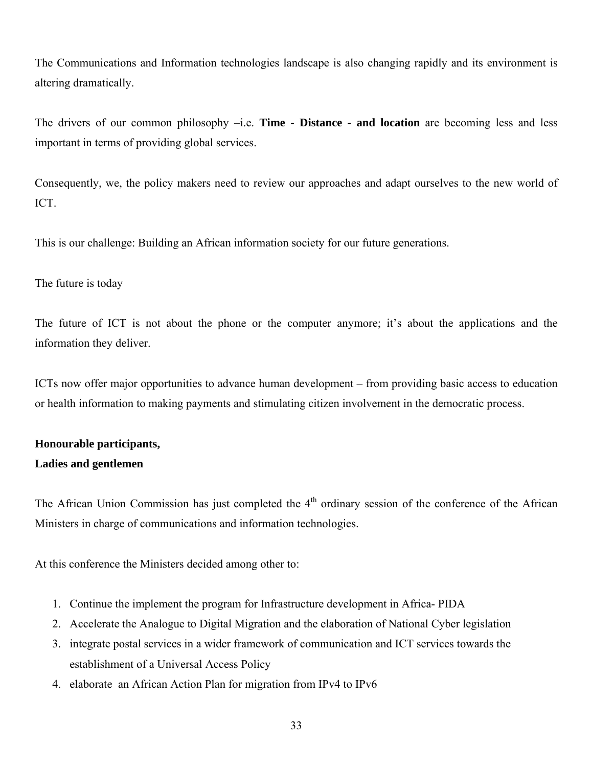The Communications and Information technologies landscape is also changing rapidly and its environment is altering dramatically.

The drivers of our common philosophy –i.e. **Time - Distance - and location** are becoming less and less important in terms of providing global services.

Consequently, we, the policy makers need to review our approaches and adapt ourselves to the new world of ICT.

This is our challenge: Building an African information society for our future generations.

The future is today

The future of ICT is not about the phone or the computer anymore; it's about the applications and the information they deliver.

ICTs now offer major opportunities to advance human development – from providing basic access to education or health information to making payments and stimulating citizen involvement in the democratic process.

**Honourable participants,**
**Ladies and gentlemen**

The African Union Commission has just completed the 4th ordinary session of the conference of the African Ministers in charge of communications and information technologies.

At this conference the Ministers decided among other to:

1. Continue the implement the program for Infrastructure development in Africa- PIDA
2. Accelerate the Analogue to Digital Migration and the elaboration of National Cyber legislation
3. integrate postal services in a wider framework of communication and ICT services towards the establishment of a Universal Access Policy
4. elaborate an African Action Plan for migration from IPv4 to IPv6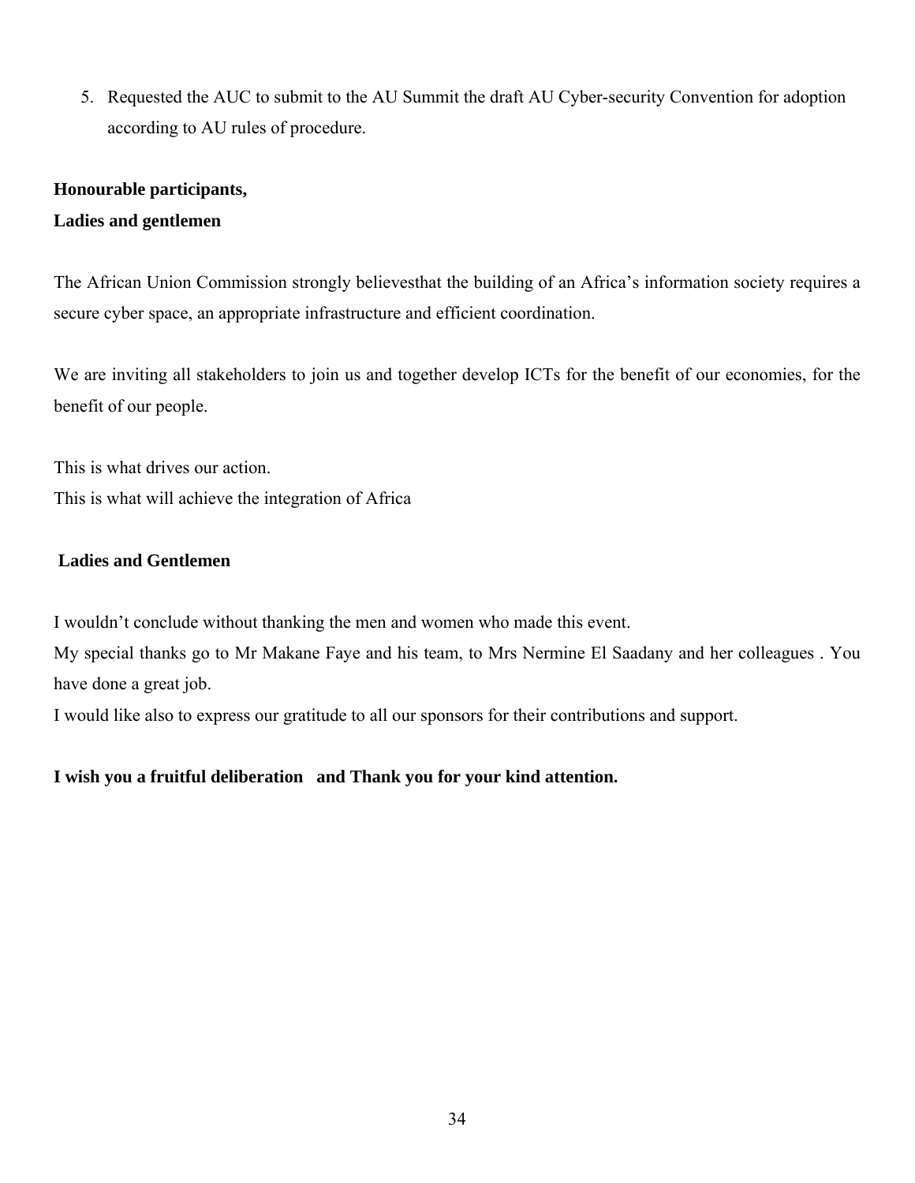5. Requested the AUC to submit to the AU Summit the draft AU Cyber-security Convention for adoption according to AU rules of procedure.

**Honourable participants,**
**Ladies and gentlemen**

The African Union Commission strongly believesthat the building of an Africa's information society requires a secure cyber space, an appropriate infrastructure and efficient coordination.

We are inviting all stakeholders to join us and together develop ICTs for the benefit of our economies, for the benefit of our people.

This is what drives our action.
This is what will achieve the integration of Africa

**Ladies and Gentlemen**

I wouldn't conclude without thanking the men and women who made this event.
My special thanks go to Mr Makane Faye and his team, to Mrs Nermine El Saadany and her colleagues . You have done a great job.
I would like also to express our gratitude to all our sponsors for their contributions and support.

**I wish you a fruitful deliberation and Thank you for your kind attention.**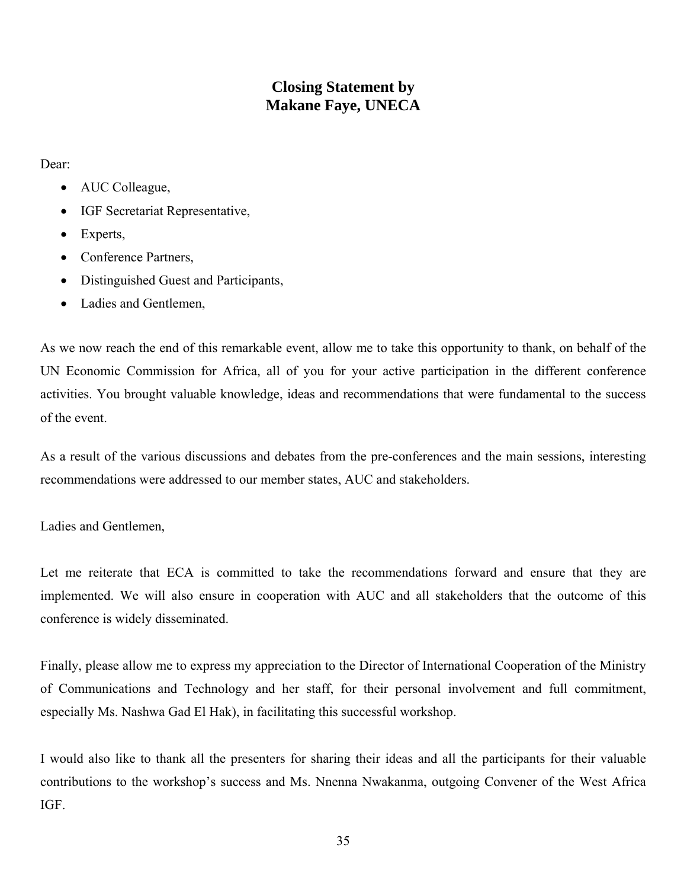## Closing Statement by
## Makane Faye, UNECA

Dear:

- AUC Colleague,
- IGF Secretariat Representative,
- Experts,
- Conference Partners,
- Distinguished Guest and Participants,
- Ladies and Gentlemen,

As we now reach the end of this remarkable event, allow me to take this opportunity to thank, on behalf of the UN Economic Commission for Africa, all of you for your active participation in the different conference activities. You brought valuable knowledge, ideas and recommendations that were fundamental to the success of the event.

As a result of the various discussions and debates from the pre-conferences and the main sessions, interesting recommendations were addressed to our member states, AUC and stakeholders.

Ladies and Gentlemen,

Let me reiterate that ECA is committed to take the recommendations forward and ensure that they are implemented. We will also ensure in cooperation with AUC and all stakeholders that the outcome of this conference is widely disseminated.

Finally, please allow me to express my appreciation to the Director of International Cooperation of the Ministry of Communications and Technology and her staff, for their personal involvement and full commitment, especially Ms. Nashwa Gad El Hak), in facilitating this successful workshop.

I would also like to thank all the presenters for sharing their ideas and all the participants for their valuable contributions to the workshop's success and Ms. Nnenna Nwakanma, outgoing Convener of the West Africa IGF.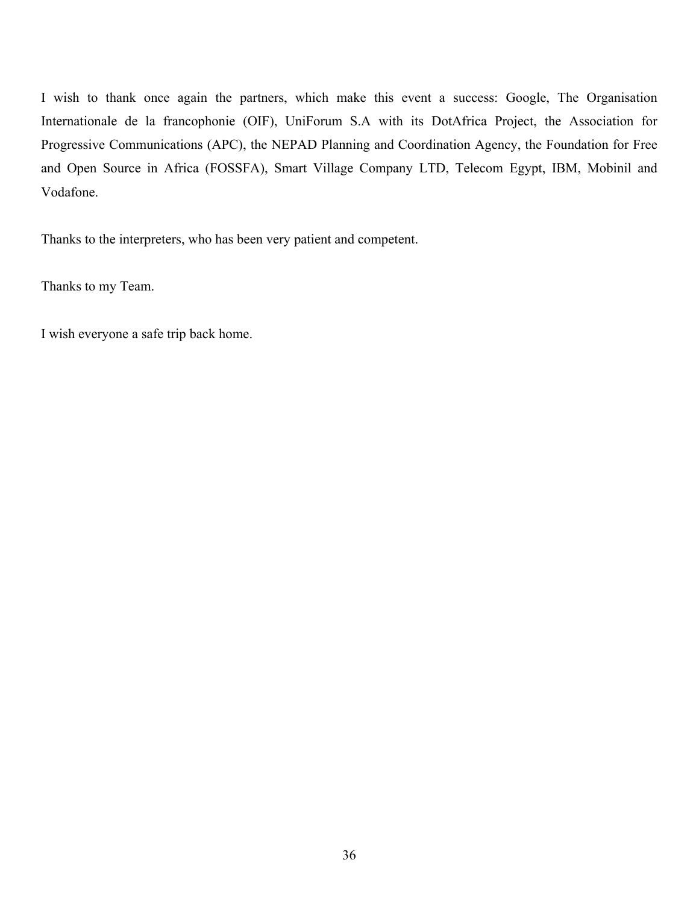I wish to thank once again the partners, which make this event a success: Google, The Organisation Internationale de la francophonie (OIF), UniForum S.A with its DotAfrica Project, the Association for Progressive Communications (APC), the NEPAD Planning and Coordination Agency, the Foundation for Free and Open Source in Africa (FOSSFA), Smart Village Company LTD, Telecom Egypt, IBM, Mobinil and Vodafone.

Thanks to the interpreters, who has been very patient and competent.

Thanks to my Team.

I wish everyone a safe trip back home.